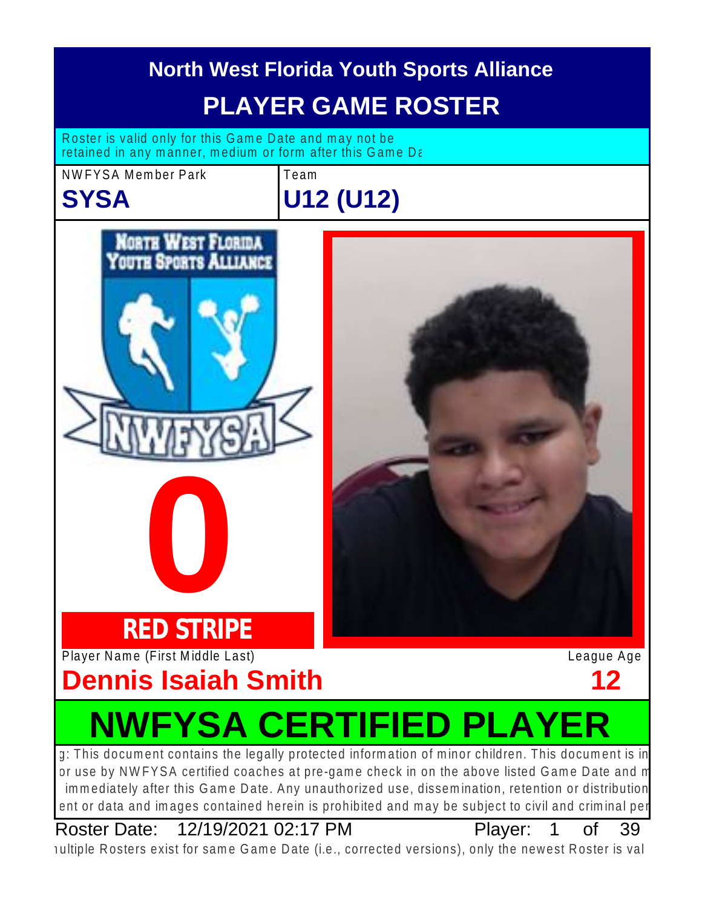# North West Florida Youth Sports Alliance

## PLAYER GAME ROSTER

Roster is valid only for this Game Date and may not be retained in any manner, medium or form after this Game Da

| NWFYSA Member Park | Team |
| --- | --- |
| **SYSA** | **U12 (U12)** |

NORTH WEST FLORIDA YOUTH SPORTS ALLIANCE

NWFYSA

# 0

**RED STRIPE**

| Player Name (First Middle Last) | League Age |
| --- | --- |
| **Dennis Isaiah Smith** | **12** |

# NWFYSA CERTIFIED PLAYER

g: This document contains the legally protected information of minor children. This document is in or use by NWFYSA certified coaches at pre-game check in on the above listed Game Date and m immediately after this Game Date. Any unauthorized use, dissemination, retention or distribution ent or data and images contained herein is prohibited and may be subject to civil and criminal per

Roster Date: 12/19/2021 02:17 PM Player: 1 of 39

ıultiple Rosters exist for same Game Date (i.e., corrected versions), only the newest Roster is val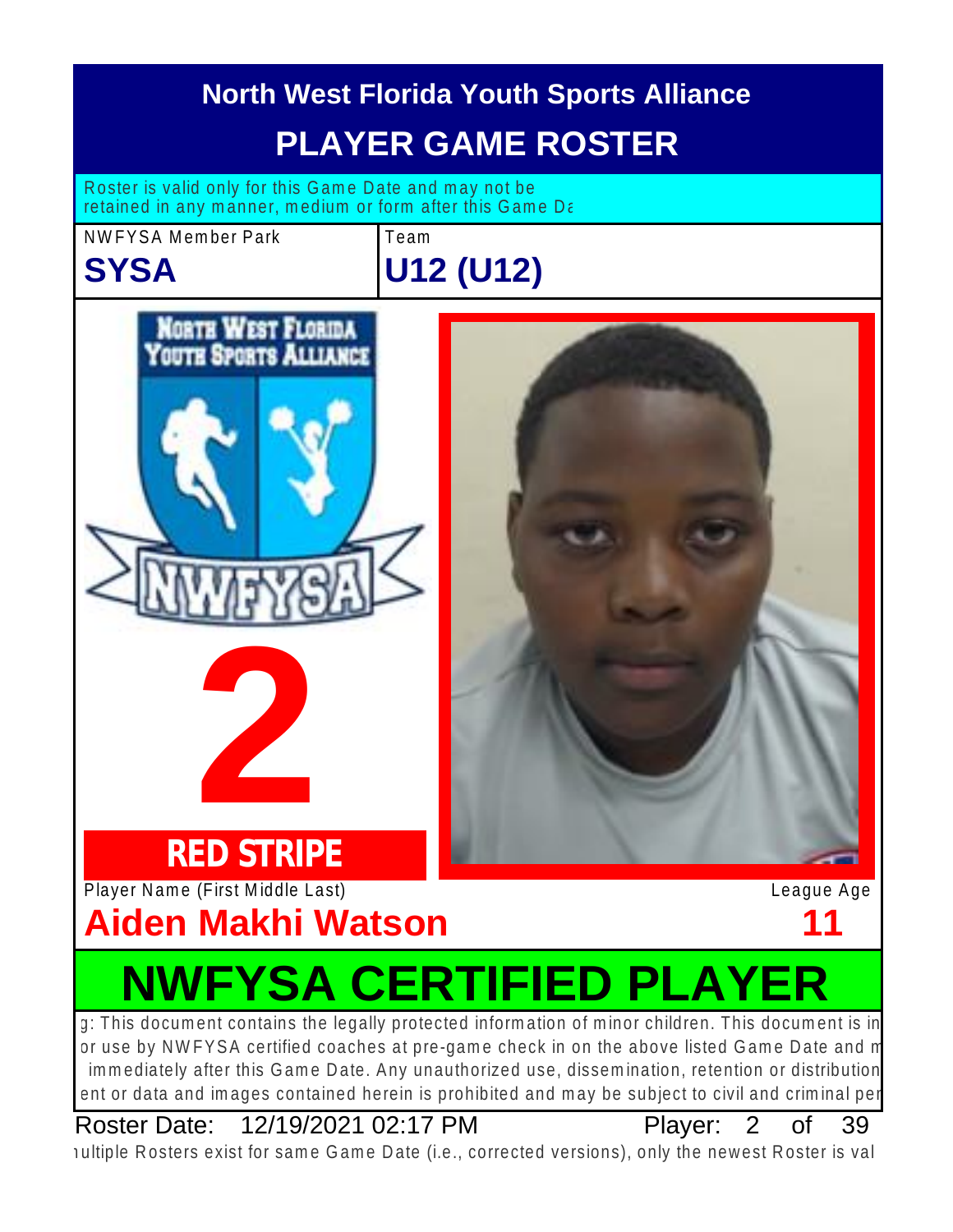# North West Florida Youth Sports Alliance

## PLAYER GAME ROSTER

Roster is valid only for this Game Date and may not be retained in any manner, medium or form after this Game Da

| NWFYSA Member Park | Team |
| --- | --- |
| **SYSA** | **U12 (U12)** |

**2**

**RED STRIPE**

| Player Name (First Middle Last) | League Age |
| --- | --- |
| **Aiden Makhi Watson** | **11** |

## NWFYSA CERTIFIED PLAYER

g: This document contains the legally protected information of minor children. This document is in or use by NWFYSA certified coaches at pre-game check in on the above listed Game Date and m immediately after this Game Date. Any unauthorized use, dissemination, retention or distribution ent or data and images contained herein is prohibited and may be subject to civil and criminal per

Roster Date: 12/19/2021 02:17 PM Player: 2 of 39

ıultiple Rosters exist for same Game Date (i.e., corrected versions), only the newest Roster is val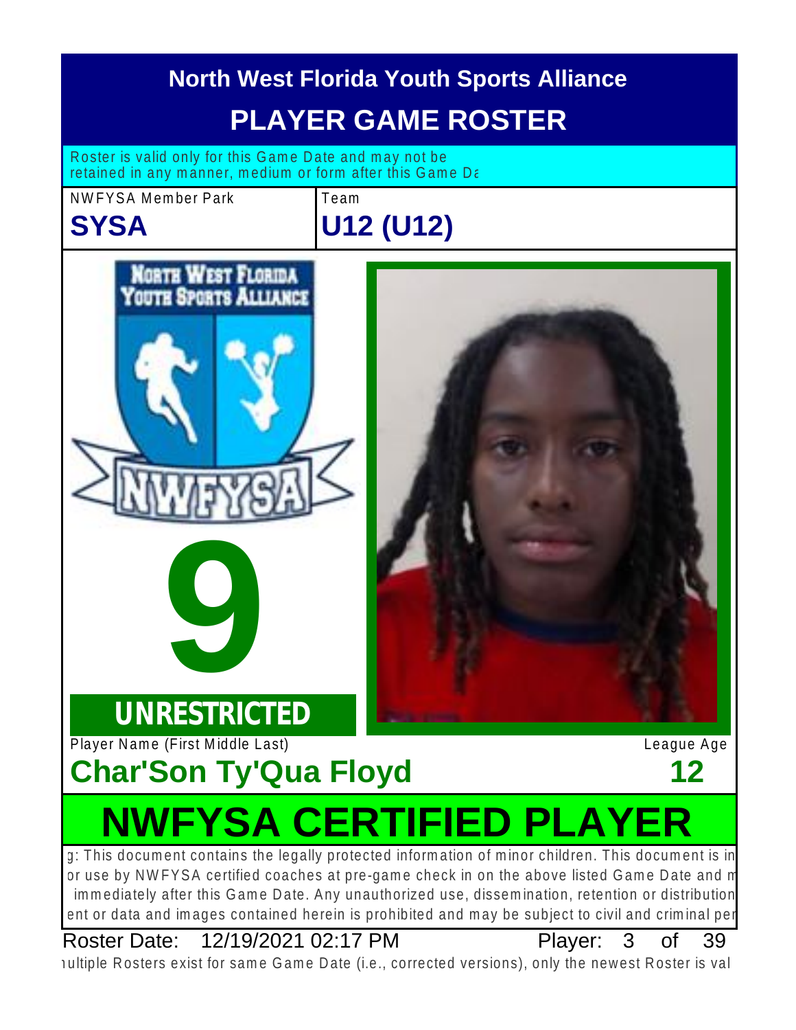# North West Florida Youth Sports Alliance

## PLAYER GAME ROSTER

Roster is valid only for this Game Date and may not be retained in any manner, medium or form after this Game Da

| NWFYSA Member Park | Team |
|---|---|
| **SYSA** | **U12 (U12)** |

**9**

**UNRESTRICTED**

| Player Name (First Middle Last) | League Age |
|---|---|
| **Char'Son Ty'Qua Floyd** | **12** |

## NWFYSA CERTIFIED PLAYER

g: This document contains the legally protected information of minor children. This document is in or use by NWFYSA certified coaches at pre-game check in on the above listed Game Date and m immediately after this Game Date. Any unauthorized use, dissemination, retention or distribution ent or data and images contained herein is prohibited and may be subject to civil and criminal per

Roster Date: 12/19/2021 02:17 PM

ıultiple Rosters exist for same Game Date (i.e., corrected versions), only the newest Roster is val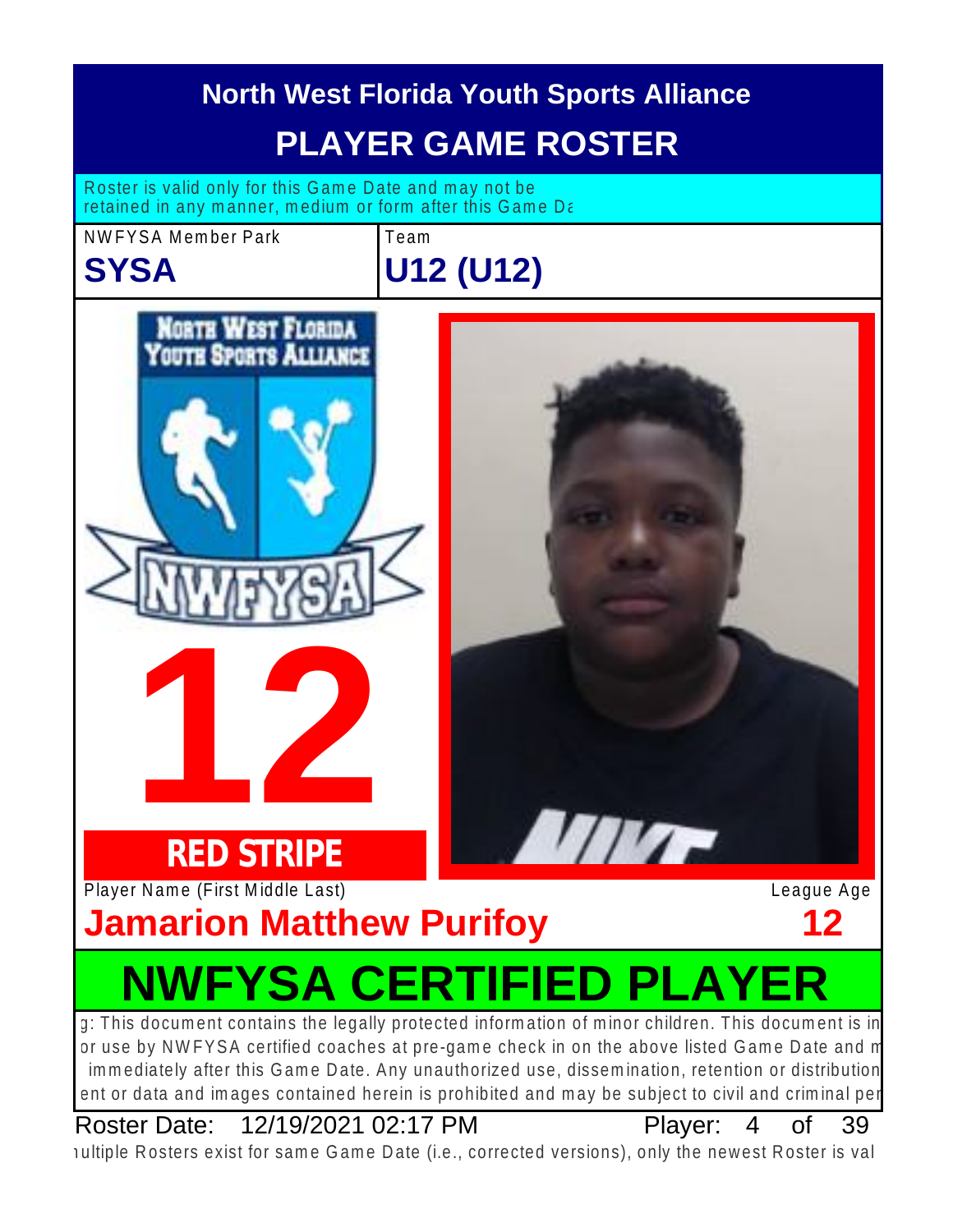# North West Florida Youth Sports Alliance

## PLAYER GAME ROSTER

Roster is valid only for this Game Date and may not be retained in any manner, medium or form after this Game Da

NWFYSA Member Park

**SYSA**

Team

**U12 (U12)**

North West Florida Youth Sports Alliance

NWFYSA

**12**

**RED STRIPE**

Player Name (First Middle Last)

**Jamarion Matthew Purifoy**

League Age

**12**

## NWFYSA CERTIFIED PLAYER

g: This document contains the legally protected information of minor children. This document is in or use by NWFYSA certified coaches at pre-game check in on the above listed Game Date and m immediately after this Game Date. Any unauthorized use, dissemination, retention or distribution ent or data and images contained herein is prohibited and may be subject to civil and criminal per

Roster Date: 12/19/2021 02:17 PM

Player: 4 of 39

ıultiple Rosters exist for same Game Date (i.e., corrected versions), only the newest Roster is val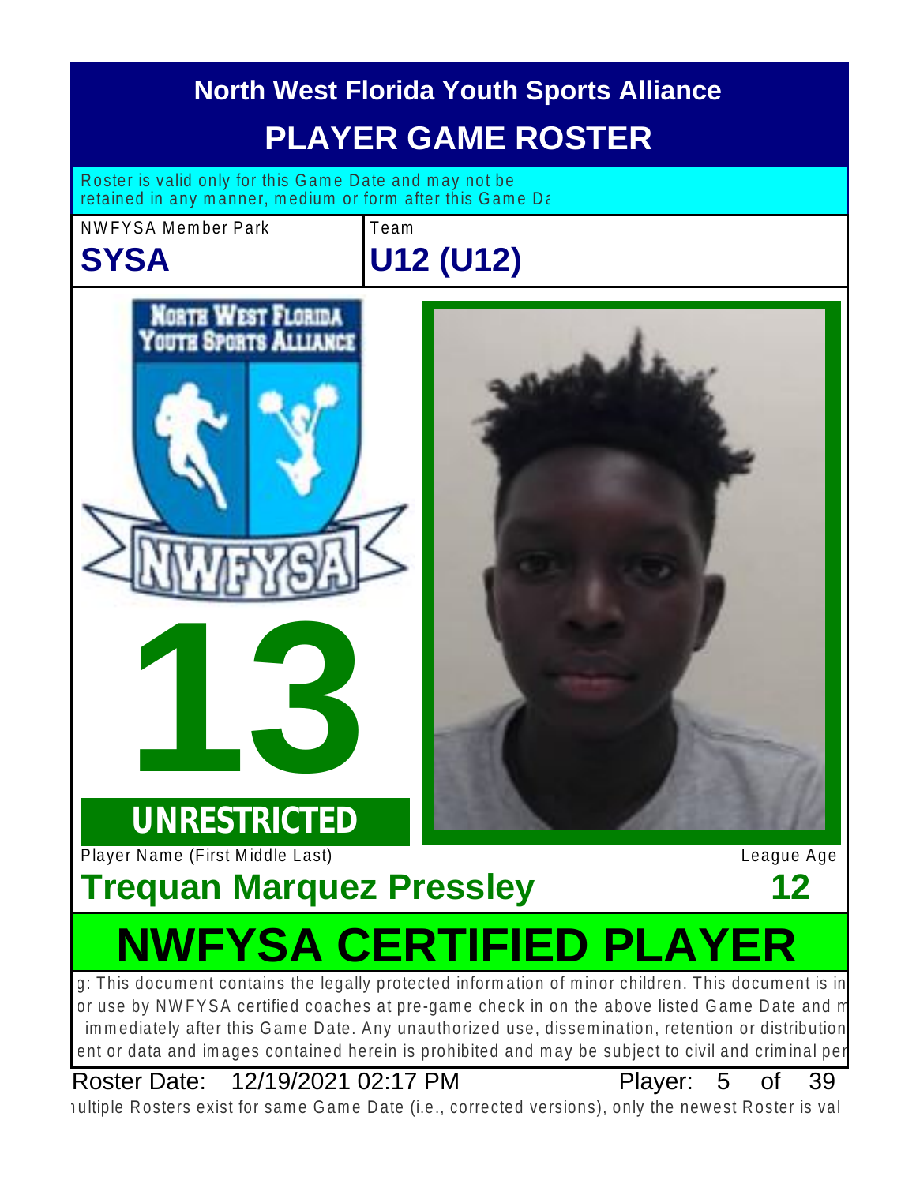# North West Florida Youth Sports Alliance

## PLAYER GAME ROSTER

Roster is valid only for this Game Date and may not be retained in any manner, medium or form after this Game Da

| NWFYSA Member Park | Team |
| --- | --- |
| **SYSA** | **U12 (U12)** |

NORTH WEST FLORIDA YOUTH SPORTS ALLIANCE

NWFYSA

**13**

**UNRESTRICTED**

| Player Name (First Middle Last) | League Age |
| --- | --- |
| **Trequan Marquez Pressley** | **12** |

# NWFYSA CERTIFIED PLAYER

g: This document contains the legally protected information of minor children. This document is in or use by NWFYSA certified coaches at pre-game check in on the above listed Game Date and m immediately after this Game Date. Any unauthorized use, dissemination, retention or distribution ent or data and images contained herein is prohibited and may be subject to civil and criminal per

Roster Date: 12/19/2021 02:17 PM

ıultiple Rosters exist for same Game Date (i.e., corrected versions), only the newest Roster is val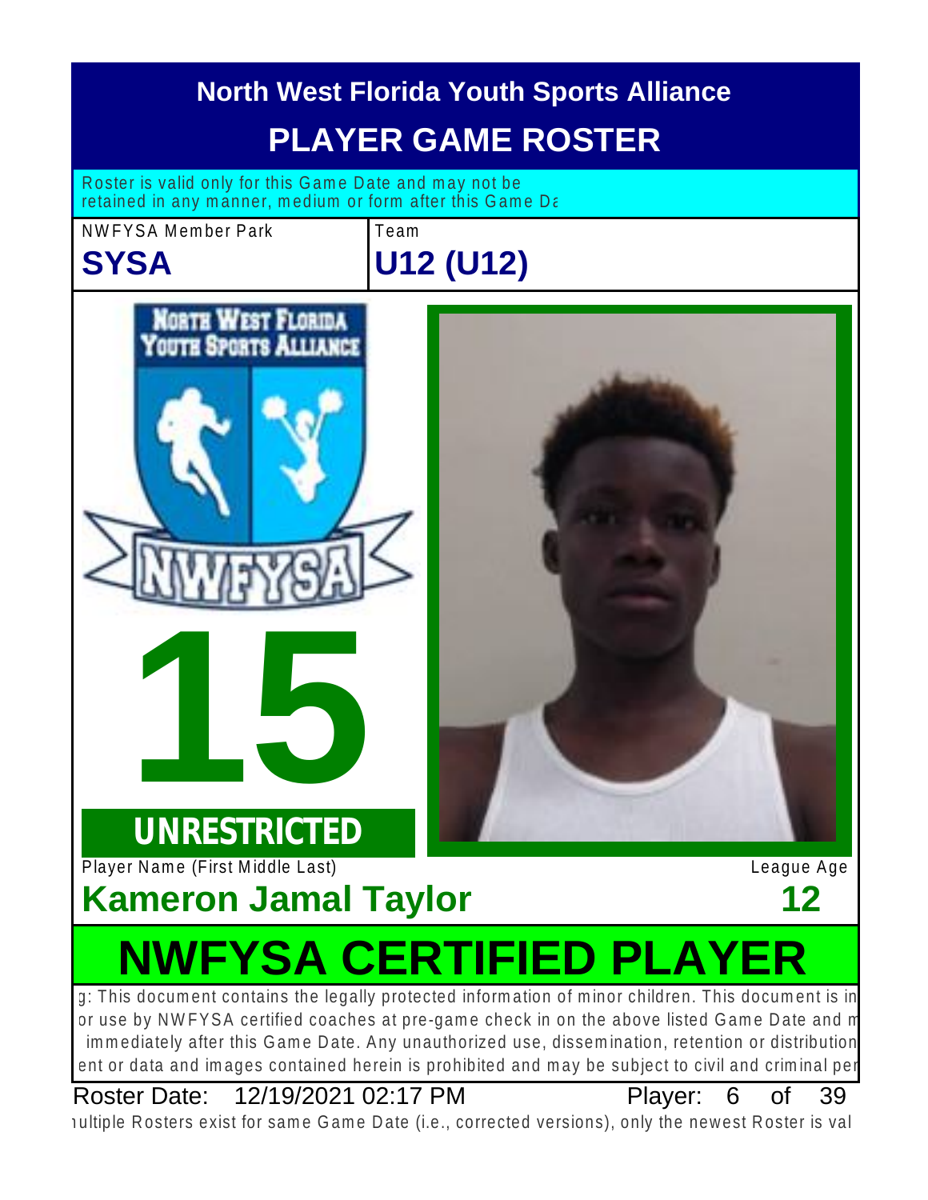# North West Florida Youth Sports Alliance

## PLAYER GAME ROSTER

Roster is valid only for this Game Date and may not be retained in any manner, medium or form after this Game Da

| NWFYSA Member Park | Team |
| --- | --- |
| **SYSA** | **U12 (U12)** |

**15**

**UNRESTRICTED**

| Player Name (First Middle Last) | League Age |
| --- | --- |
| **Kameron Jamal Taylor** | **12** |

# NWFYSA CERTIFIED PLAYER

g: This document contains the legally protected information of minor children. This document is in or use by NWFYSA certified coaches at pre-game check in on the above listed Game Date and m immediately after this Game Date. Any unauthorized use, dissemination, retention or distribution ent or data and images contained herein is prohibited and may be subject to civil and criminal per

Roster Date: 12/19/2021 02:17 PM

ıultiple Rosters exist for same Game Date (i.e., corrected versions), only the newest Roster is val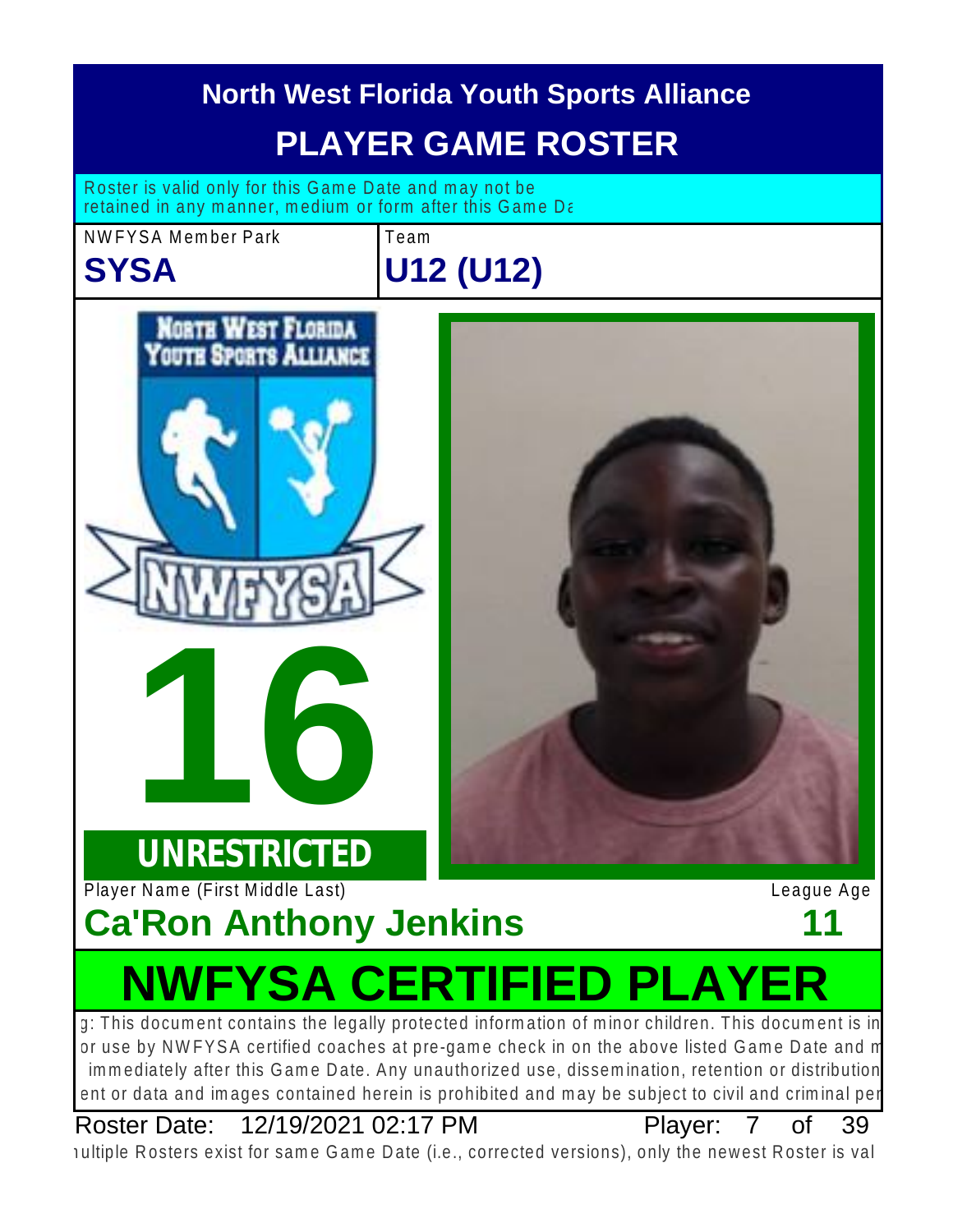# North West Florida Youth Sports Alliance

## PLAYER GAME ROSTER

Roster is valid only for this Game Date and may not be retained in any manner, medium or form after this Game Da

NWFYSA Member Park

**SYSA**

Team

**U12 (U12)**

**16**

**UNRESTRICTED**

Player Name (First Middle Last)

**Ca'Ron Anthony Jenkins**

League Age

**11**

# NWFYSA CERTIFIED PLAYER

g: This document contains the legally protected information of minor children. This document is in or use by NWFYSA certified coaches at pre-game check in on the above listed Game Date and m immediately after this Game Date. Any unauthorized use, dissemination, retention or distribution ent or data and images contained herein is prohibited and may be subject to civil and criminal per

Roster Date: 12/19/2021 02:17 PM

ıultiple Rosters exist for same Game Date (i.e., corrected versions), only the newest Roster is val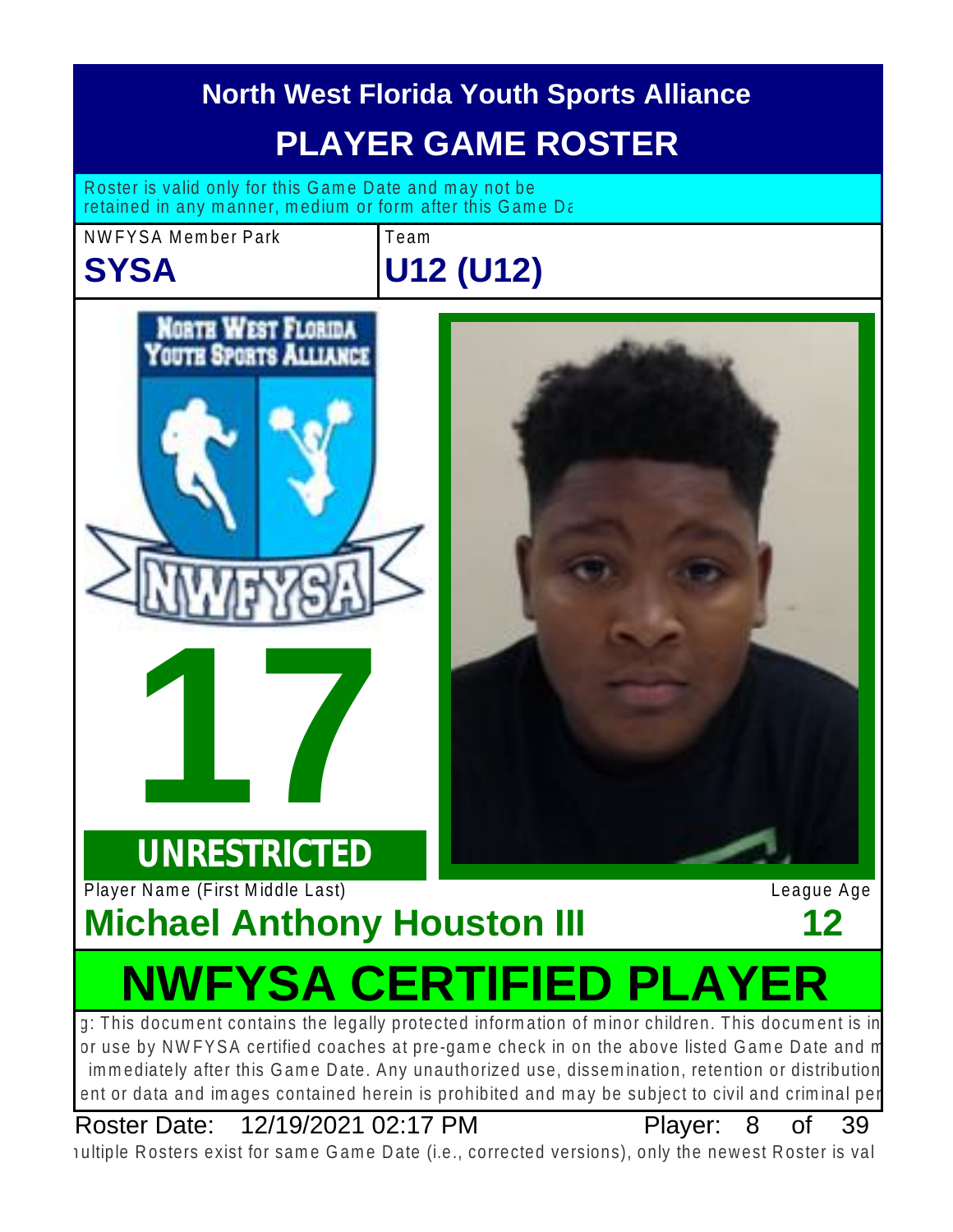# North West Florida Youth Sports Alliance

## PLAYER GAME ROSTER

Roster is valid only for this Game Date and may not be retained in any manner, medium or form after this Game Da

NWFYSA Member Park
**SYSA**

Team
**U12 (U12)**

# 17

**UNRESTRICTED**

Player Name (First Middle Last)
**Michael Anthony Houston III**

League Age
**12**

# NWFYSA CERTIFIED PLAYER

g: This document contains the legally protected information of minor children. This document is in or use by NWFYSA certified coaches at pre-game check in on the above listed Game Date and m immediately after this Game Date. Any unauthorized use, dissemination, retention or distribution ent or data and images contained herein is prohibited and may be subject to civil and criminal per

Roster Date: 12/19/2021 02:17 PM

Player: 8 of 39

ıultiple Rosters exist for same Game Date (i.e., corrected versions), only the newest Roster is val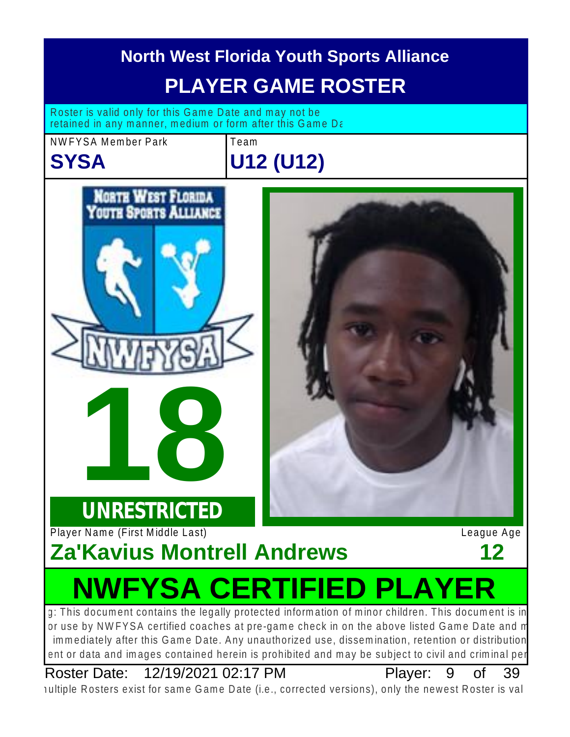# North West Florida Youth Sports Alliance

## PLAYER GAME ROSTER

Roster is valid only for this Game Date and may not be retained in any manner, medium or form after this Game Da

| NWFYSA Member Park | Team |
|---|---|
| **SYSA** | **U12 (U12)** |

NORTH WEST FLORIDA YOUTH SPORTS ALLIANCE

NWFYSA

# 18

**UNRESTRICTED**

| Player Name (First Middle Last) | League Age |
|---|---|
| **Za'Kavius Montrell Andrews** | **12** |

# NWFYSA CERTIFIED PLAYER

g: This document contains the legally protected information of minor children. This document is in or use by NWFYSA certified coaches at pre-game check in on the above listed Game Date and m immediately after this Game Date. Any unauthorized use, dissemination, retention or distribution ent or data and images contained herein is prohibited and may be subject to civil and criminal pen

Roster Date: 12/19/2021 02:17 PM Player: 9 of 39

ıultiple Rosters exist for same Game Date (i.e., corrected versions), only the newest Roster is val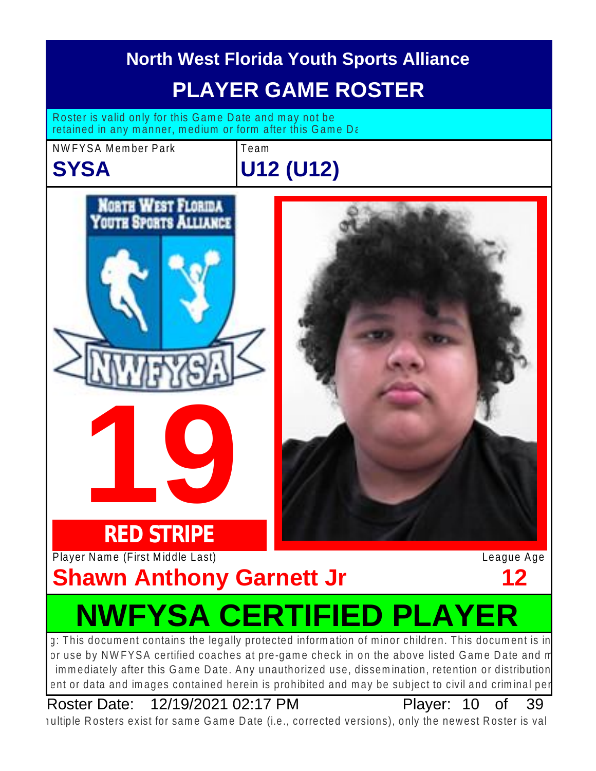# North West Florida Youth Sports Alliance

## PLAYER GAME ROSTER

Roster is valid only for this Game Date and may not be retained in any manner, medium or form after this Game Da

| NWFYSA Member Park | Team |
|---|---|
| **SYSA** | **U12 (U12)** |

NORTH WEST FLORIDA YOUTH SPORTS ALLIANCE

NWFYSA

# 19

**RED STRIPE**

Player Name (First Middle Last) | League Age

**Shawn Anthony Garnett Jr** | **12**

# NWFYSA CERTIFIED PLAYER

g: This document contains the legally protected information of minor children. This document is in or use by NWFYSA certified coaches at pre-game check in on the above listed Game Date and m immediately after this Game Date. Any unauthorized use, dissemination, retention or distribution ent or data and images contained herein is prohibited and may be subject to civil and criminal per

Roster Date: 12/19/2021 02:17 PM Player: 10 of 39

ıultiple Rosters exist for same Game Date (i.e., corrected versions), only the newest Roster is val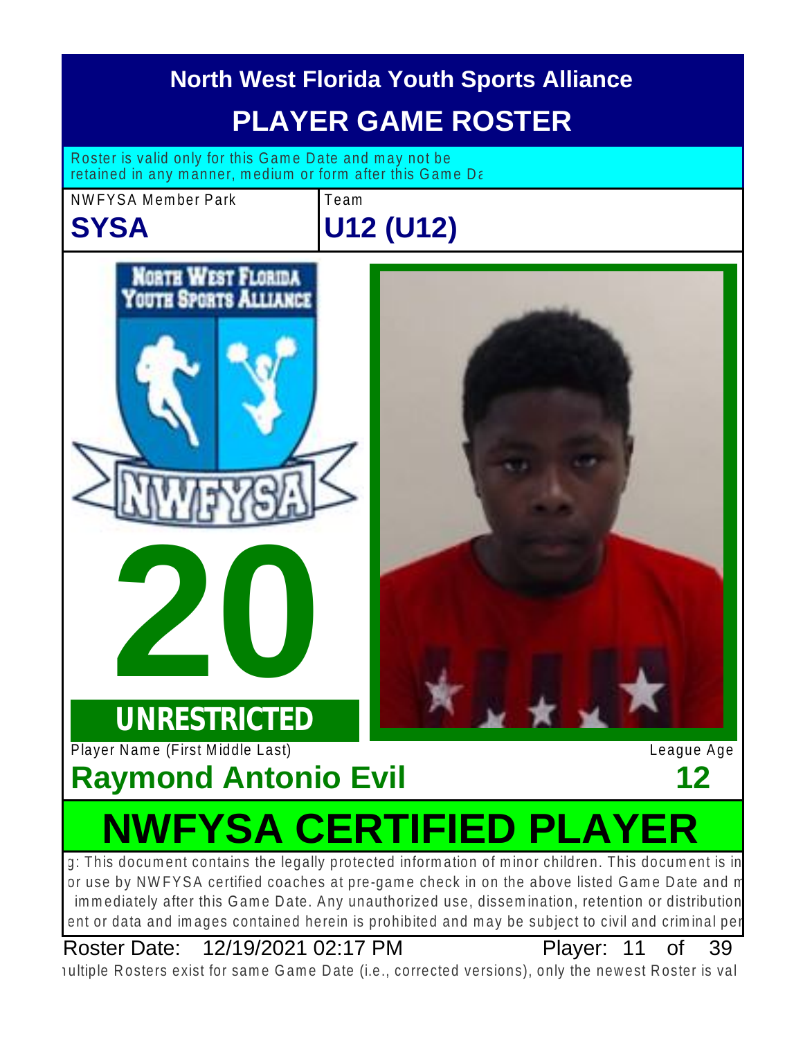# North West Florida Youth Sports Alliance

## PLAYER GAME ROSTER

Roster is valid only for this Game Date and may not be retained in any manner, medium or form after this Game Da

| NWFYSA Member Park | Team |
| --- | --- |
| **SYSA** | **U12 (U12)** |

**20**

**UNRESTRICTED**

Player Name (First Middle Last) | League Age

**Raymond Antonio Evil** | **12**

# NWFYSA CERTIFIED PLAYER

g: This document contains the legally protected information of minor children. This document is in or use by NWFYSA certified coaches at pre-game check in on the above listed Game Date and m immediately after this Game Date. Any unauthorized use, dissemination, retention or distribution ent or data and images contained herein is prohibited and may be subject to civil and criminal per

Roster Date: 12/19/2021 02:17 PM Player: 11 of 39

ıultiple Rosters exist for same Game Date (i.e., corrected versions), only the newest Roster is val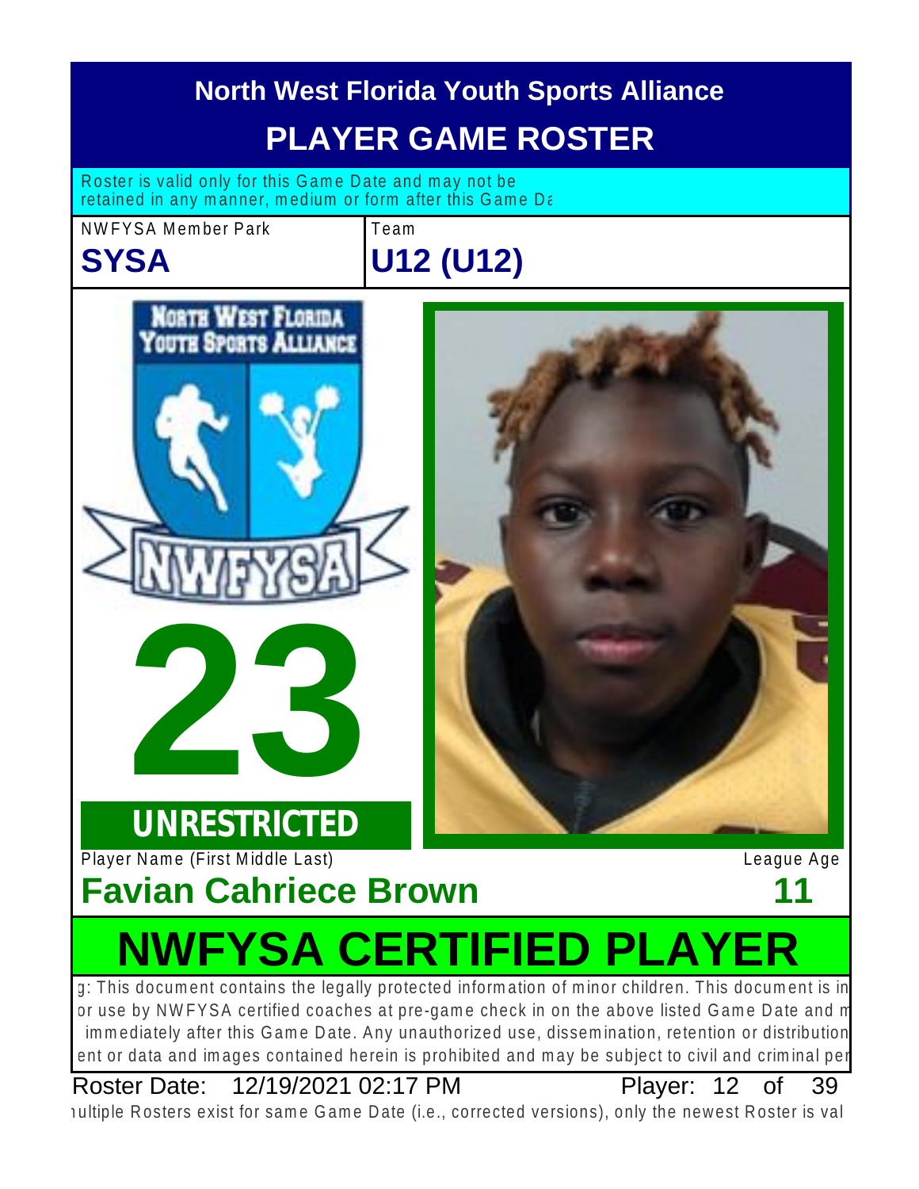# North West Florida Youth Sports Alliance

## PLAYER GAME ROSTER

Roster is valid only for this Game Date and may not be retained in any manner, medium or form after this Game Da

| NWFYSA Member Park | Team |
|---|---|
| **SYSA** | **U12 (U12)** |

# 23

**UNRESTRICTED**

Player Name (First Middle Last) | League Age

**Favian Cahriece Brown** | **11**

# NWFYSA CERTIFIED PLAYER

g: This document contains the legally protected information of minor children. This document is in or use by NWFYSA certified coaches at pre-game check in on the above listed Game Date and m immediately after this Game Date. Any unauthorized use, dissemination, retention or distribution ent or data and images contained herein is prohibited and may be subject to civil and criminal per

Roster Date: 12/19/2021 02:17 PM Player: 12 of 39

ıultiple Rosters exist for same Game Date (i.e., corrected versions), only the newest Roster is val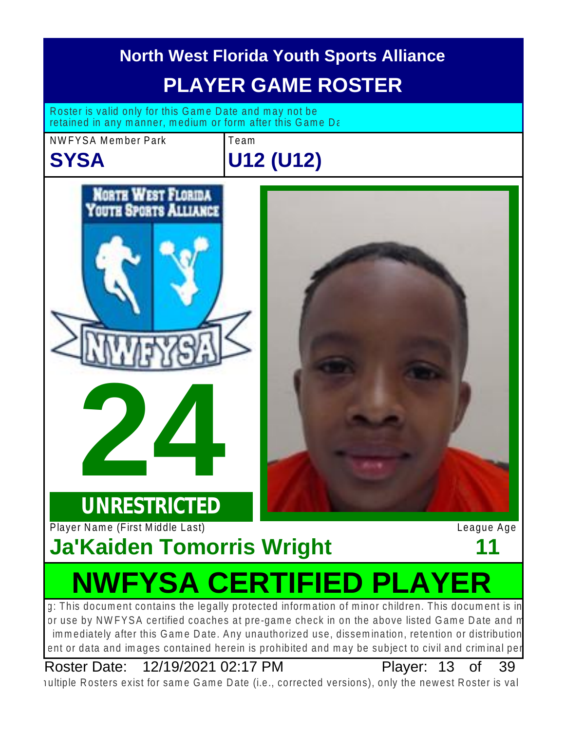# North West Florida Youth Sports Alliance

## PLAYER GAME ROSTER

Roster is valid only for this Game Date and may not be retained in any manner, medium or form after this Game Da

| NWFYSA Member Park | Team |
|---|---|
| **SYSA** | **U12 (U12)** |

**24**

**UNRESTRICTED**

| Player Name (First Middle Last) | League Age |
|---|---|
| **Ja'Kaiden Tomorris Wright** | **11** |

# NWFYSA CERTIFIED PLAYER

g: This document contains the legally protected information of minor children. This document is in or use by NWFYSA certified coaches at pre-game check in on the above listed Game Date and m immediately after this Game Date. Any unauthorized use, dissemination, retention or distribution ent or data and images contained herein is prohibited and may be subject to civil and criminal pe

Roster Date: 12/19/2021 02:17 PM Player: 13 of 39

ultiple Rosters exist for same Game Date (i.e., corrected versions), only the newest Roster is val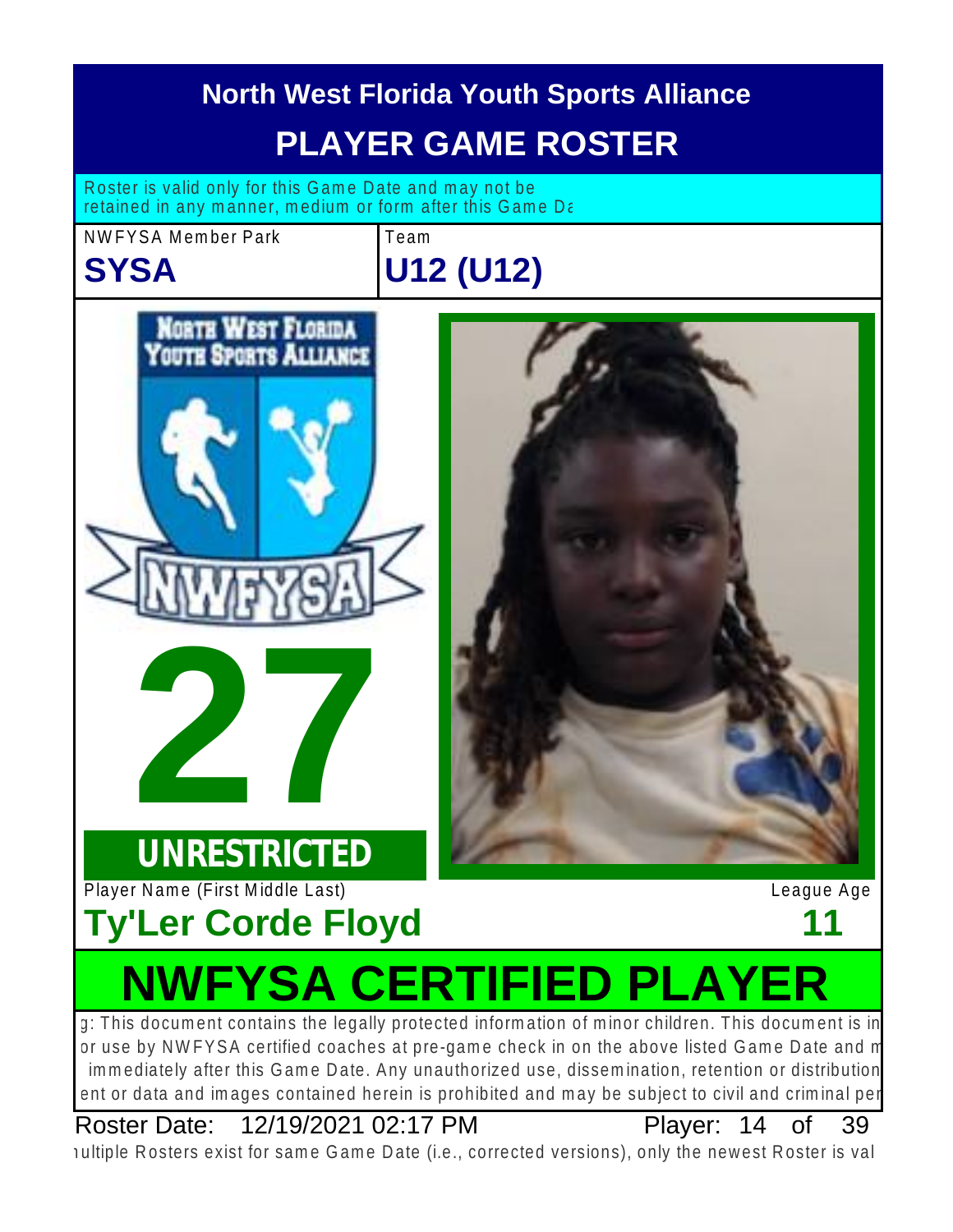# North West Florida Youth Sports Alliance

## PLAYER GAME ROSTER

Roster is valid only for this Game Date and may not be retained in any manner, medium or form after this Game Da

| NWFYSA Member Park | Team |
|---|---|
| **SYSA** | **U12 (U12)** |

# 27

**UNRESTRICTED**

Player Name (First Middle Last) League Age

**Ty'Ler Corde Floyd** **11**

# NWFYSA CERTIFIED PLAYER

g: This document contains the legally protected information of minor children. This document is in or use by NWFYSA certified coaches at pre-game check in on the above listed Game Date and m immediately after this Game Date. Any unauthorized use, dissemination, retention or distribution ent or data and images contained herein is prohibited and may be subject to civil and criminal per

Roster Date: 12/19/2021 02:17 PM Player: 14 of 39

ıultiple Rosters exist for same Game Date (i.e., corrected versions), only the newest Roster is val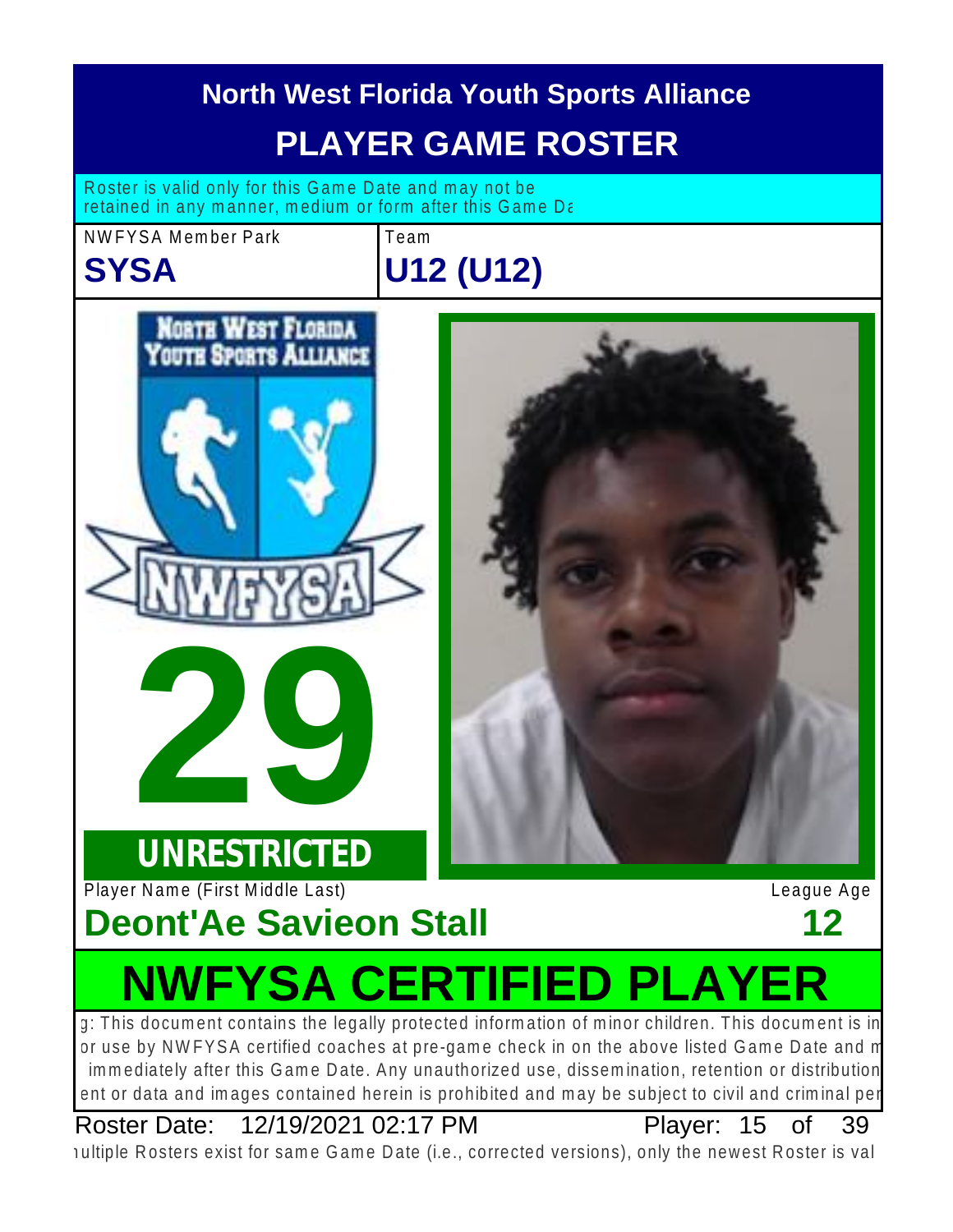# North West Florida Youth Sports Alliance

## PLAYER GAME ROSTER

Roster is valid only for this Game Date and may not be retained in any manner, medium or form after this Game Da

NWFYSA Member Park

**SYSA**

Team

**U12 (U12)**

**29**

**UNRESTRICTED**

Player Name (First Middle Last)

**Deont'Ae Savieon Stall**

League Age

**12**

## NWFYSA CERTIFIED PLAYER

g: This document contains the legally protected information of minor children. This document is in or use by NWFYSA certified coaches at pre-game check in on the above listed Game Date and m immediately after this Game Date. Any unauthorized use, dissemination, retention or distribution ent or data and images contained herein is prohibited and may be subject to civil and criminal per

Roster Date: 12/19/2021 02:17 PM

ultiple Rosters exist for same Game Date (i.e., corrected versions), only the newest Roster is val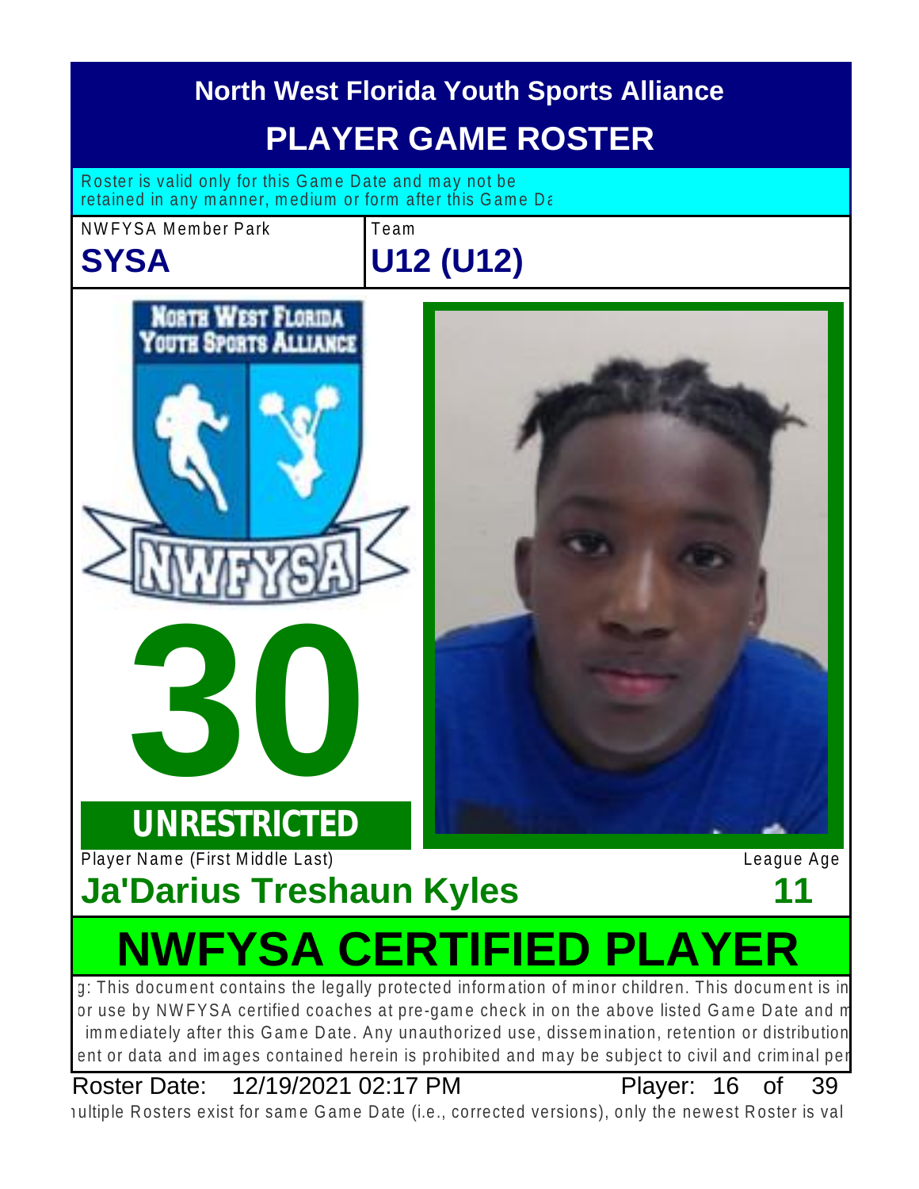# North West Florida Youth Sports Alliance

## PLAYER GAME ROSTER

Roster is valid only for this Game Date and may not be retained in any manner, medium or form after this Game Da

| NWFYSA Member Park | Team |
| --- | --- |
| **SYSA** | **U12 (U12)** |

# 30

**UNRESTRICTED**

Player Name (First Middle Last)

**Ja'Darius Treshaun Kyles**

League Age

**11**

# NWFYSA CERTIFIED PLAYER

g: This document contains the legally protected information of minor children. This document is in or use by NWFYSA certified coaches at pre-game check in on the above listed Game Date and m immediately after this Game Date. Any unauthorized use, dissemination, retention or distribution ent or data and images contained herein is prohibited and may be subject to civil and criminal per

Roster Date: 12/19/2021 02:17 PM — Player: 16 of 39

ıultiple Rosters exist for same Game Date (i.e., corrected versions), only the newest Roster is val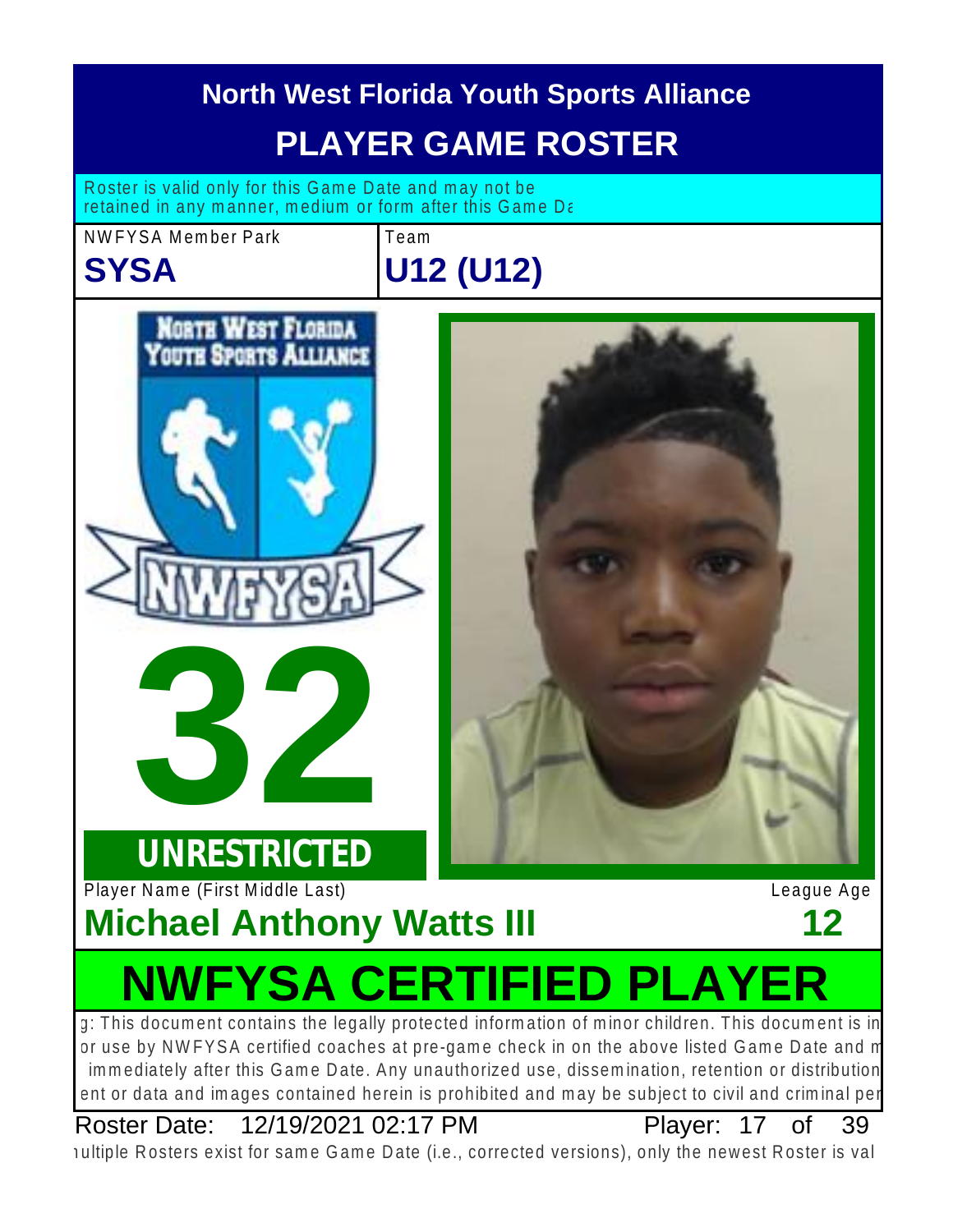# North West Florida Youth Sports Alliance

## PLAYER GAME ROSTER

Roster is valid only for this Game Date and may not be retained in any manner, medium or form after this Game Da

| NWFYSA Member Park | Team |
| --- | --- |
| **SYSA** | **U12 (U12)** |

NORTH WEST FLORIDA YOUTH SPORTS ALLIANCE

NWFYSA

# 32

**UNRESTRICTED**

| Player Name (First Middle Last) | League Age |
| --- | --- |
| **Michael Anthony Watts III** | **12** |

# NWFYSA CERTIFIED PLAYER

g: This document contains the legally protected information of minor children. This document is in or use by NWFYSA certified coaches at pre-game check in on the above listed Game Date and m immediately after this Game Date. Any unauthorized use, dissemination, retention or distribution ent or data and images contained herein is prohibited and may be subject to civil and criminal per

Roster Date: 12/19/2021 02:17 PM

ıultiple Rosters exist for same Game Date (i.e., corrected versions), only the newest Roster is val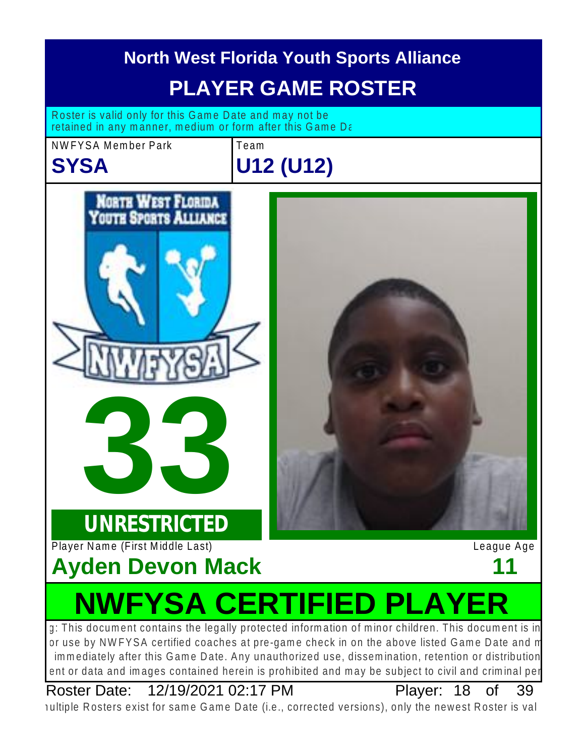# North West Florida Youth Sports Alliance

## PLAYER GAME ROSTER

Roster is valid only for this Game Date and may not be retained in any manner, medium or form after this Game Da

| NWFYSA Member Park | Team |
| --- | --- |
| **SYSA** | **U12 (U12)** |

**33**

**UNRESTRICTED**

| Player Name (First Middle Last) | League Age |
| --- | --- |
| **Ayden Devon Mack** | **11** |

## NWFYSA CERTIFIED PLAYER

g: This document contains the legally protected information of minor children. This document is in or use by NWFYSA certified coaches at pre-game check in on the above listed Game Date and m immediately after this Game Date. Any unauthorized use, dissemination, retention or distribution ent or data and images contained herein is prohibited and may be subject to civil and criminal per

Roster Date: 12/19/2021 02:17 PM Player: 18 of 39

ıultiple Rosters exist for same Game Date (i.e., corrected versions), only the newest Roster is val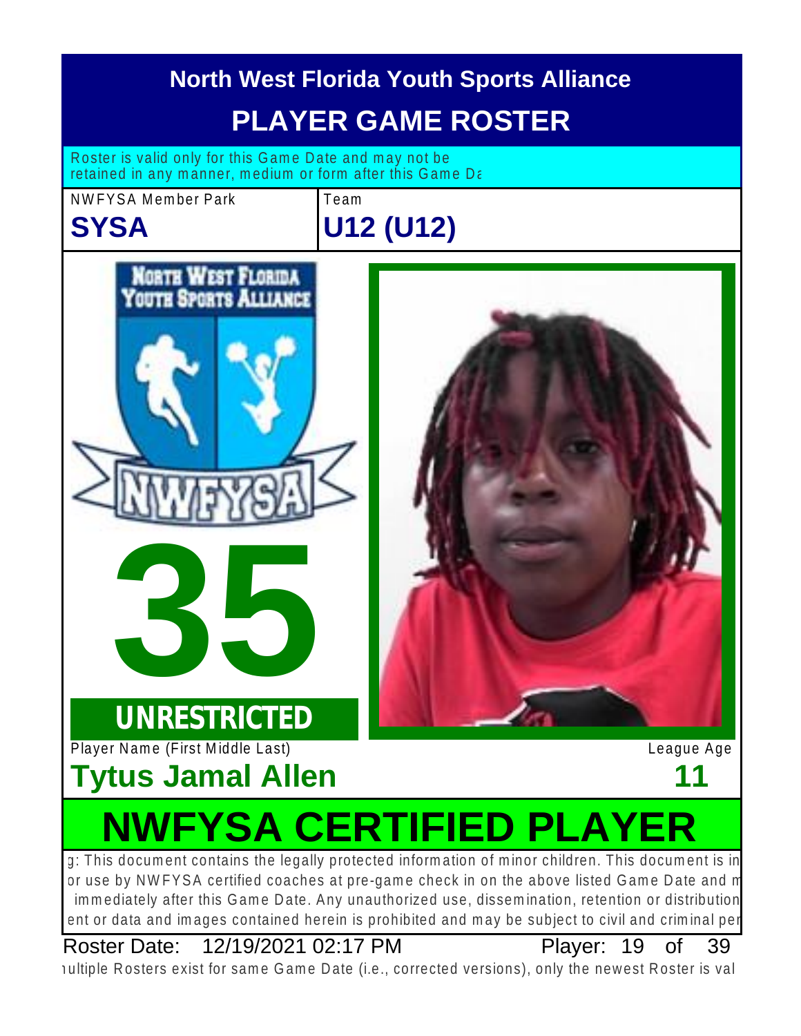# North West Florida Youth Sports Alliance

## PLAYER GAME ROSTER

Roster is valid only for this Game Date and may not be retained in any manner, medium or form after this Game Da

| NWFYSA Member Park | Team |
|---|---|
| **SYSA** | **U12 (U12)** |

**35**

**UNRESTRICTED**

| Player Name (First Middle Last) | League Age |
|---|---|
| **Tytus Jamal Allen** | **11** |

## NWFYSA CERTIFIED PLAYER

g: This document contains the legally protected information of minor children. This document is in or use by NWFYSA certified coaches at pre-game check in on the above listed Game Date and m immediately after this Game Date. Any unauthorized use, dissemination, retention or distribution ent or data and images contained herein is prohibited and may be subject to civil and criminal per

Roster Date: 12/19/2021 02:17 PM Player: 19 of 39

ıultiple Rosters exist for same Game Date (i.e., corrected versions), only the newest Roster is val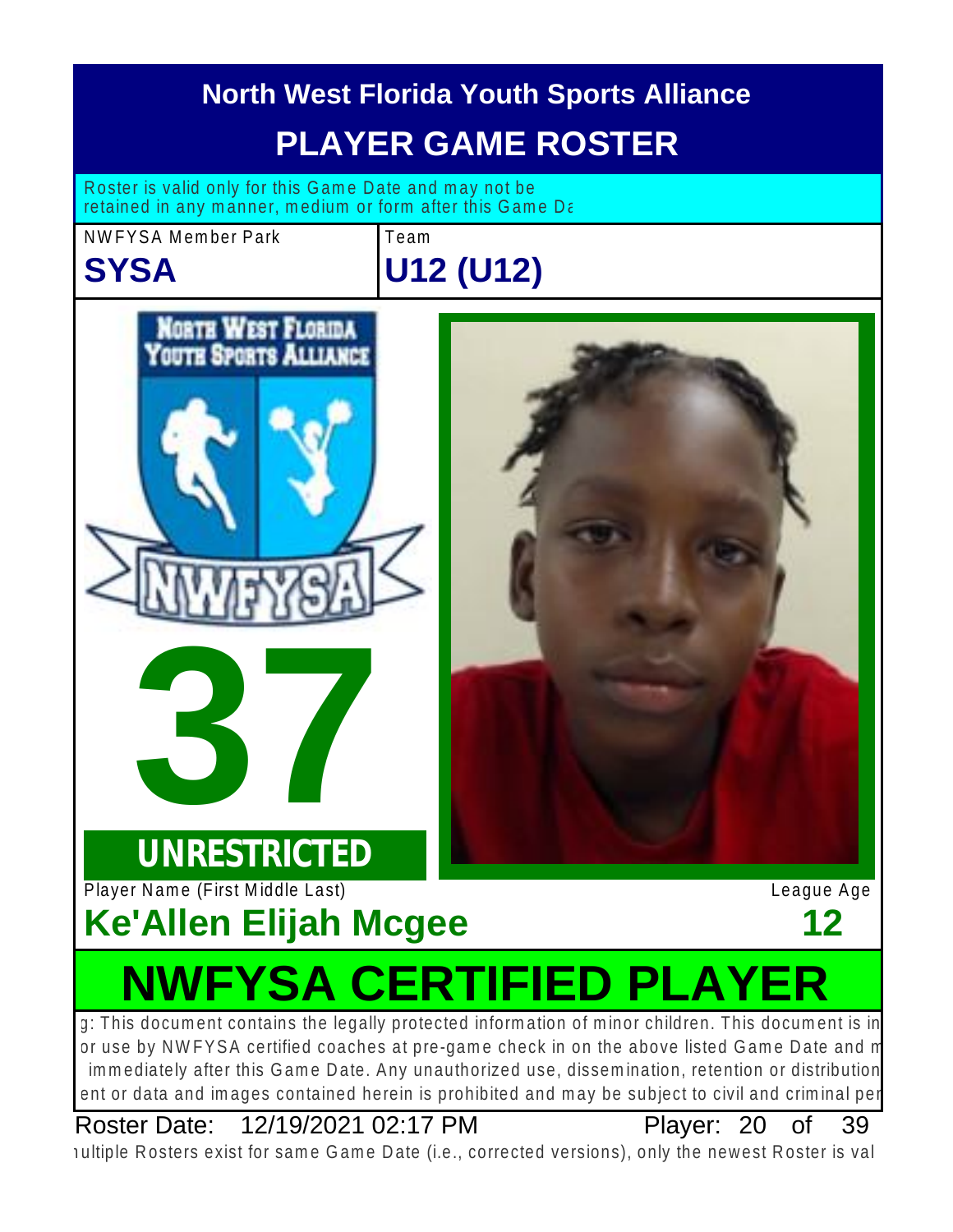# North West Florida Youth Sports Alliance

## PLAYER GAME ROSTER

Roster is valid only for this Game Date and may not be retained in any manner, medium or form after this Game Da

NWFYSA Member Park

**SYSA**

Team

**U12 (U12)**

**37**

**UNRESTRICTED**

Player Name (First Middle Last)

**Ke'Allen Elijah Mcgee**

League Age

**12**

## NWFYSA CERTIFIED PLAYER

g: This document contains the legally protected information of minor children. This document is in or use by NWFYSA certified coaches at pre-game check in on the above listed Game Date and m immediately after this Game Date. Any unauthorized use, dissemination, retention or distribution ent or data and images contained herein is prohibited and may be subject to civil and criminal pe

Roster Date: 12/19/2021 02:17 PM Player: 20 of 39

ıultiple Rosters exist for same Game Date (i.e., corrected versions), only the newest Roster is val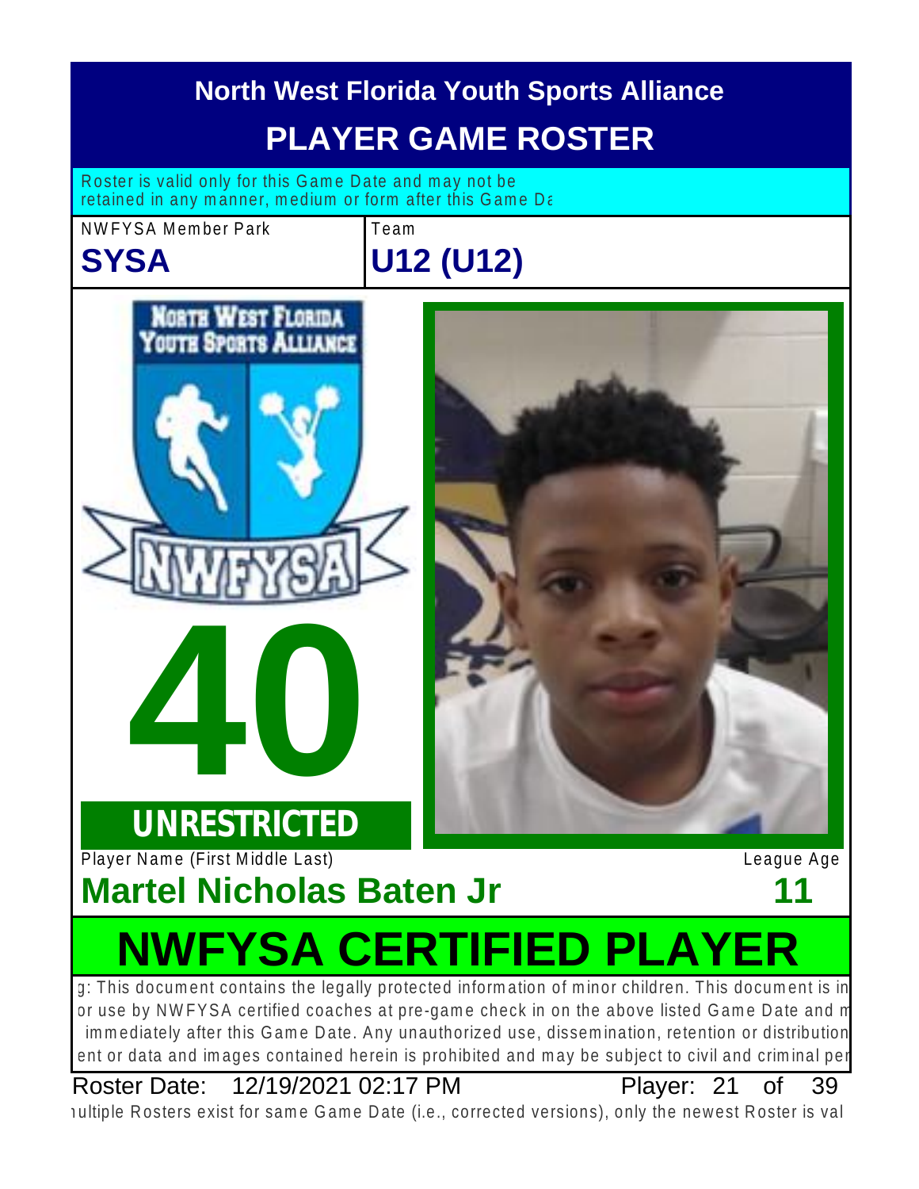# North West Florida Youth Sports Alliance

## PLAYER GAME ROSTER

Roster is valid only for this Game Date and may not be retained in any manner, medium or form after this Game Da

NWFYSA Member Park
**SYSA**

Team
**U12 (U12)**

**40**

**UNRESTRICTED**

Player Name (First Middle Last)
**Martel Nicholas Baten Jr**

League Age
**11**

## NWFYSA CERTIFIED PLAYER

g: This document contains the legally protected information of minor children. This document is in or use by NWFYSA certified coaches at pre-game check in on the above listed Game Date and m immediately after this Game Date. Any unauthorized use, dissemination, retention or distribution ent or data and images contained herein is prohibited and may be subject to civil and criminal per

Roster Date: 12/19/2021 02:17 PM    Player: 21 of 39

ıultiple Rosters exist for same Game Date (i.e., corrected versions), only the newest Roster is val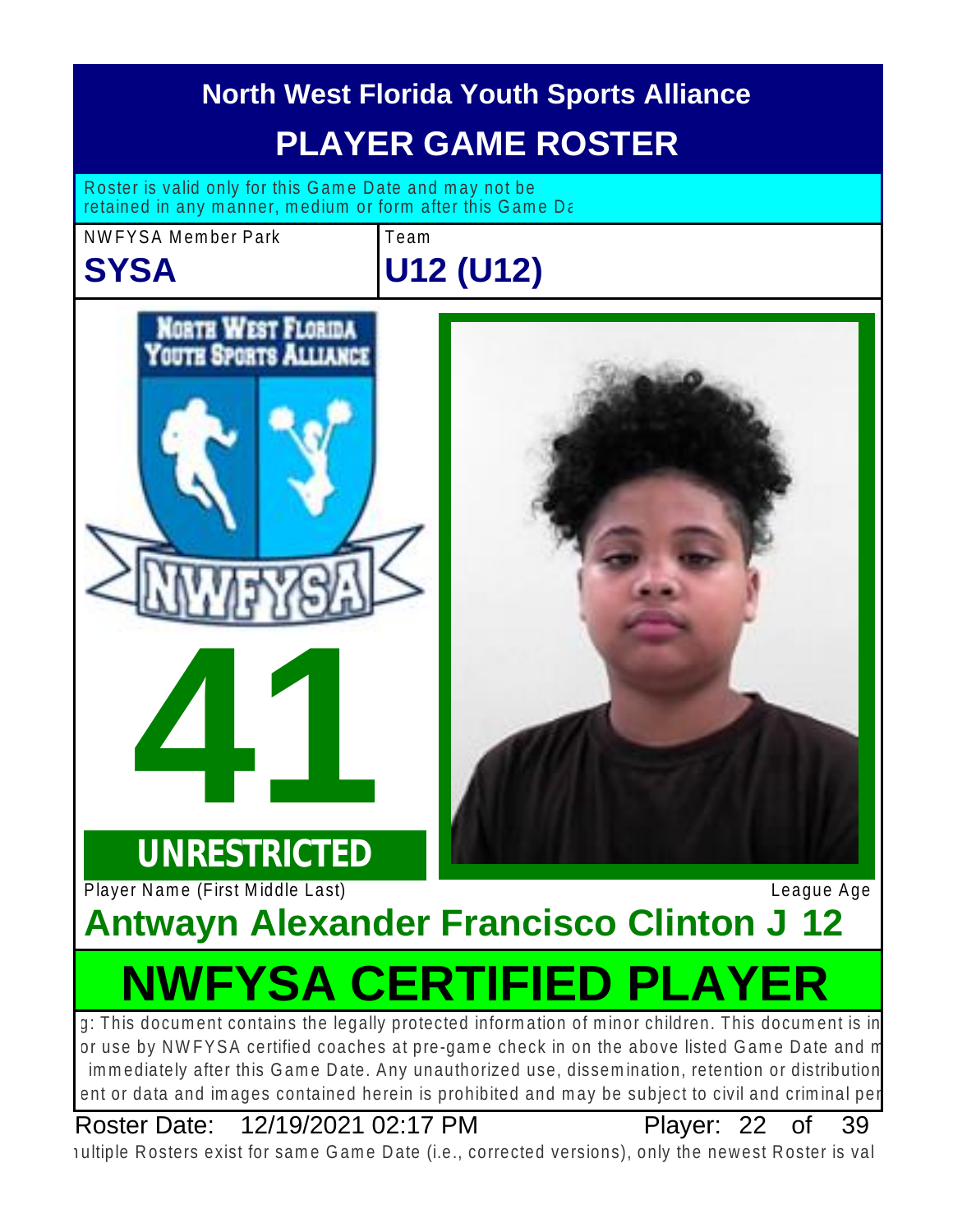# North West Florida Youth Sports Alliance

## PLAYER GAME ROSTER

Roster is valid only for this Game Date and may not be retained in any manner, medium or form after this Game Da

| NWFYSA Member Park | Team |
| --- | --- |
| **SYSA** | **U12 (U12)** |

NORTH WEST FLORIDA YOUTH SPORTS ALLIANCE

NWFYSA

**41**

**UNRESTRICTED**

Player Name (First Middle Last) League Age

**Antwayn Alexander Francisco Clinton J 12**

# NWFYSA CERTIFIED PLAYER

g: This document contains the legally protected information of minor children. This document is in or use by NWFYSA certified coaches at pre-game check in on the above listed Game Date and m immediately after this Game Date. Any unauthorized use, dissemination, retention or distribution ent or data and images contained herein is prohibited and may be subject to civil and criminal per

Roster Date: 12/19/2021 02:17 PM Player: 22 of 39

ıultiple Rosters exist for same Game Date (i.e., corrected versions), only the newest Roster is val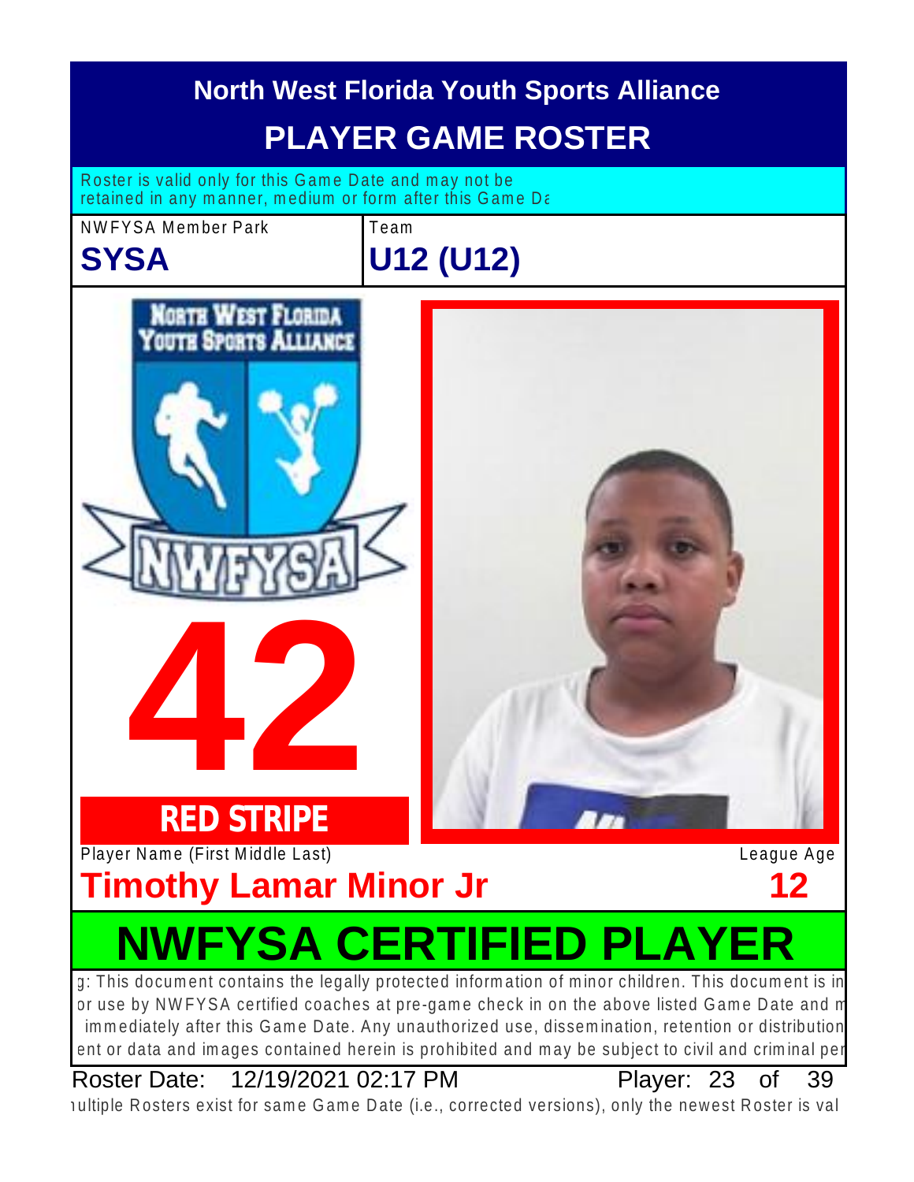# North West Florida Youth Sports Alliance

## PLAYER GAME ROSTER

Roster is valid only for this Game Date and may not be retained in any manner, medium or form after this Game Da

NWFYSA Member Park
**SYSA**

Team
**U12 (U12)**

**42**

**RED STRIPE**

Player Name (First Middle Last)
**Timothy Lamar Minor Jr**

League Age
**12**

## NWFYSA CERTIFIED PLAYER

g: This document contains the legally protected information of minor children. This document is in or use by NWFYSA certified coaches at pre-game check in on the above listed Game Date and m immediately after this Game Date. Any unauthorized use, dissemination, retention or distribution ent or data and images contained herein is prohibited and may be subject to civil and criminal per

Roster Date: 12/19/2021 02:17 PM Player: 23 of 39

ıultiple Rosters exist for same Game Date (i.e., corrected versions), only the newest Roster is val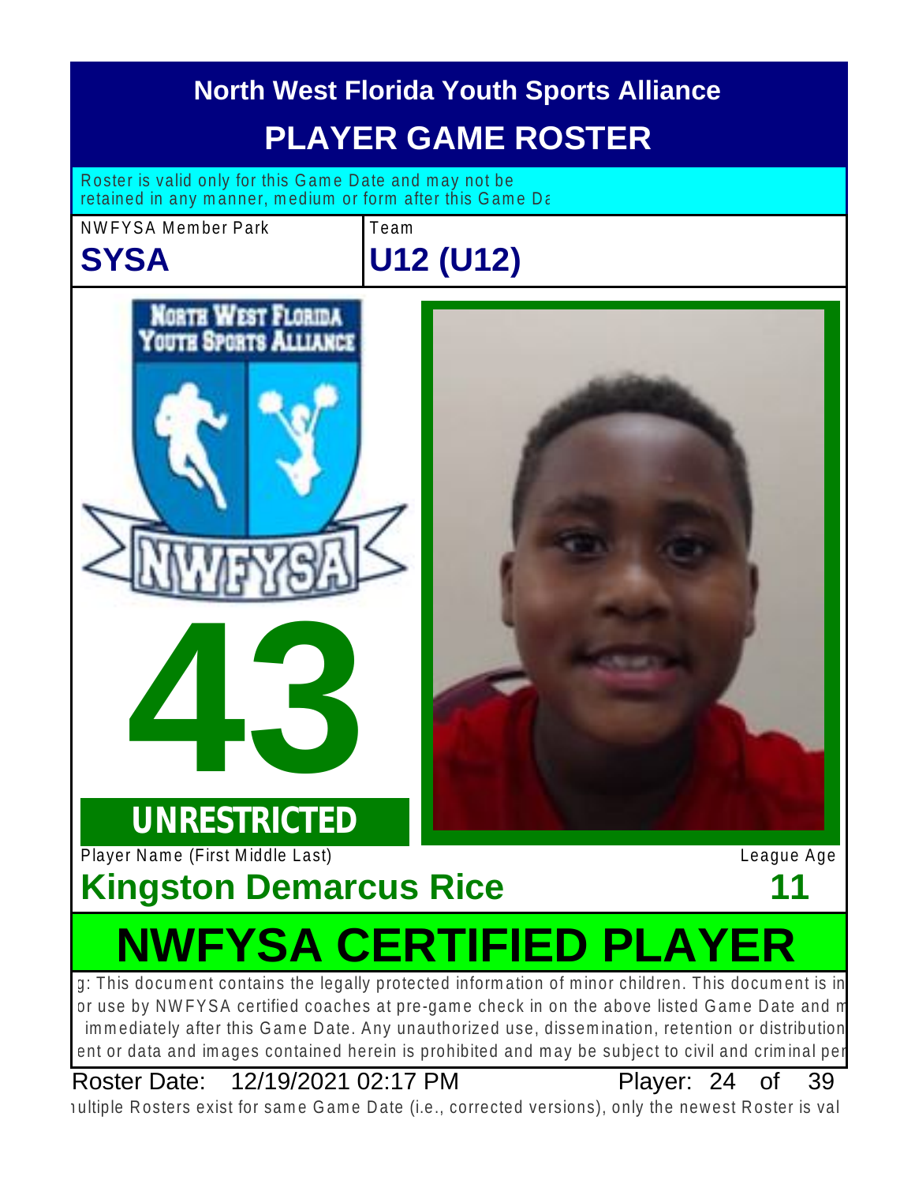# North West Florida Youth Sports Alliance

## PLAYER GAME ROSTER

Roster is valid only for this Game Date and may not be retained in any manner, medium or form after this Game Da

| NWFYSA Member Park | Team |
| --- | --- |
| **SYSA** | **U12 (U12)** |

NORTH WEST FLORIDA YOUTH SPORTS ALLIANCE

NWFYSA

# 43

**UNRESTRICTED**

| Player Name (First Middle Last) | League Age |
| --- | --- |
| **Kingston Demarcus Rice** | **11** |

# NWFYSA CERTIFIED PLAYER

g: This document contains the legally protected information of minor children. This document is in or use by NWFYSA certified coaches at pre-game check in on the above listed Game Date and m immediately after this Game Date. Any unauthorized use, dissemination, retention or distribution ent or data and images contained herein is prohibited and may be subject to civil and criminal per

Roster Date: 12/19/2021 02:17 PM Player: 24 of 39

ıultiple Rosters exist for same Game Date (i.e., corrected versions), only the newest Roster is val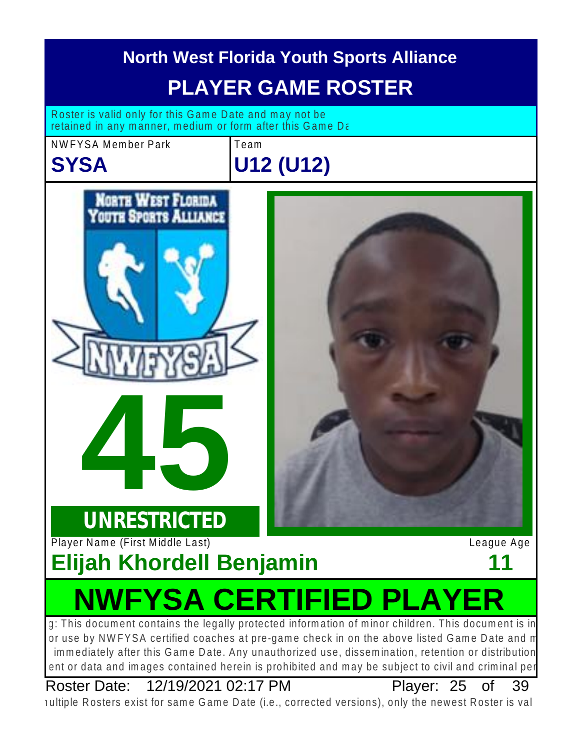# North West Florida Youth Sports Alliance

## PLAYER GAME ROSTER

Roster is valid only for this Game Date and may not be retained in any manner, medium or form after this Game Da

| NWFYSA Member Park | Team |
| --- | --- |
| **SYSA** | **U12 (U12)** |

**45**

**UNRESTRICTED**

| Player Name (First Middle Last) | League Age |
| --- | --- |
| **Elijah Khordell Benjamin** | **11** |

# NWFYSA CERTIFIED PLAYER

g: This document contains the legally protected information of minor children. This document is in or use by NWFYSA certified coaches at pre-game check in on the above listed Game Date and m immediately after this Game Date. Any unauthorized use, dissemination, retention or distribution ent or data and images contained herein is prohibited and may be subject to civil and criminal pe

Roster Date: 12/19/2021 02:17 PM Player: 25 of 39

ıultiple Rosters exist for same Game Date (i.e., corrected versions), only the newest Roster is val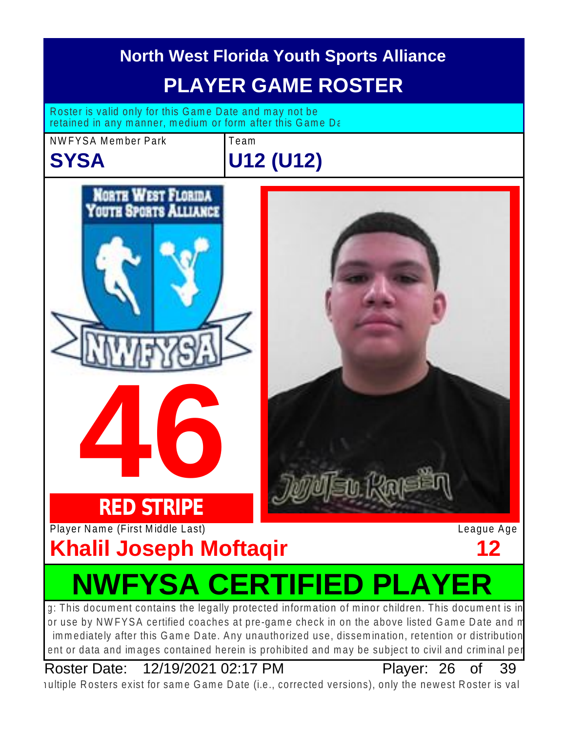# North West Florida Youth Sports Alliance

## PLAYER GAME ROSTER

Roster is valid only for this Game Date and may not be retained in any manner, medium or form after this Game Da

| NWFYSA Member Park | Team |
| --- | --- |
| **SYSA** | **U12 (U12)** |

**46**

**RED STRIPE**

| Player Name (First Middle Last) | League Age |
| --- | --- |
| **Khalil Joseph Moftaqir** | **12** |

## NWFYSA CERTIFIED PLAYER

g: This document contains the legally protected information of minor children. This document is in or use by NWFYSA certified coaches at pre-game check in on the above listed Game Date and m immediately after this Game Date. Any unauthorized use, dissemination, retention or distribution ent or data and images contained herein is prohibited and may be subject to civil and criminal per

Roster Date: 12/19/2021 02:17 PM

Player: 26 of 39

ıultiple Rosters exist for same Game Date (i.e., corrected versions), only the newest Roster is val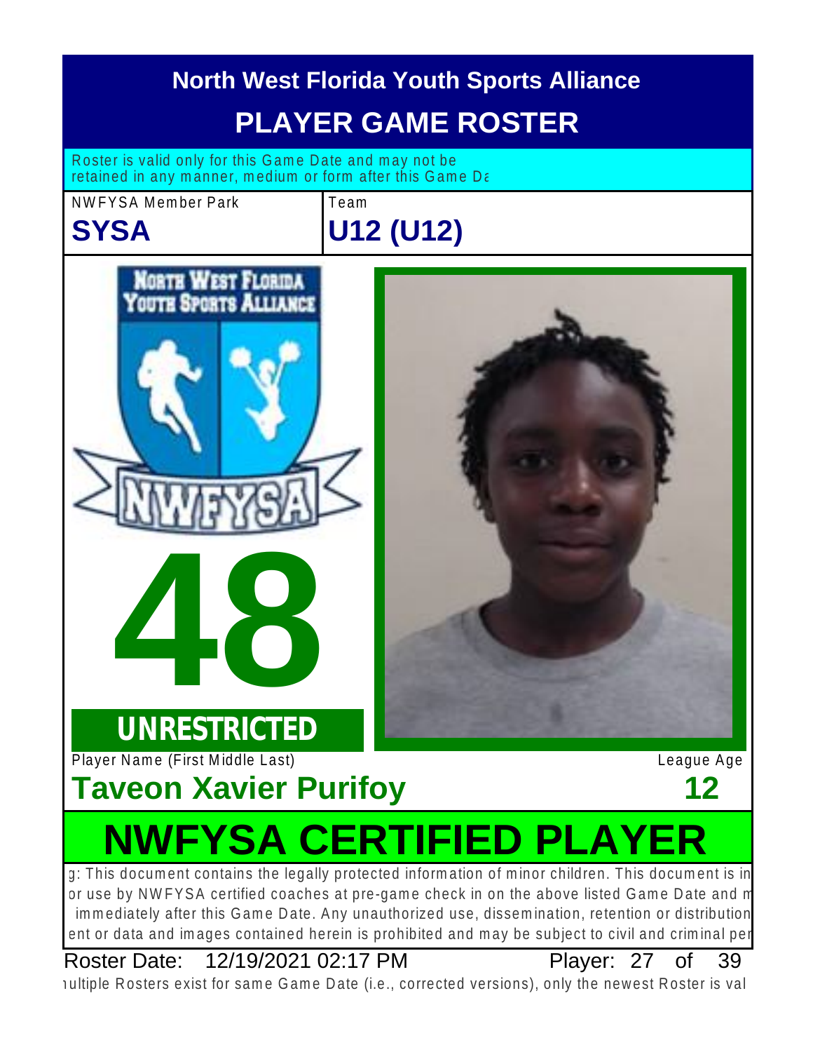# North West Florida Youth Sports Alliance

## PLAYER GAME ROSTER

Roster is valid only for this Game Date and may not be retained in any manner, medium or form after this Game Da

| NWFYSA Member Park | Team |
| --- | --- |
| **SYSA** | **U12 (U12)** |

NORTH WEST FLORIDA YOUTH SPORTS ALLIANCE

NWFYSA

# 48

**UNRESTRICTED**

| Player Name (First Middle Last) | League Age |
| --- | --- |
| **Taveon Xavier Purifoy** | **12** |

# NWFYSA CERTIFIED PLAYER

g: This document contains the legally protected information of minor children. This document is in or use by NWFYSA certified coaches at pre-game check in on the above listed Game Date and m immediately after this Game Date. Any unauthorized use, dissemination, retention or distribution ent or data and images contained herein is prohibited and may be subject to civil and criminal pen

Roster Date: 12/19/2021 02:17 PM Player: 27 of 39

ıultiple Rosters exist for same Game Date (i.e., corrected versions), only the newest Roster is val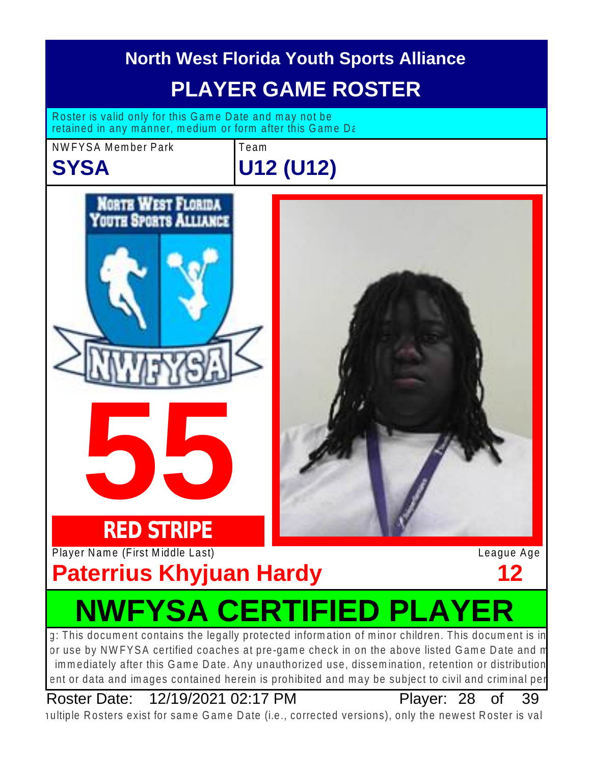# North West Florida Youth Sports Alliance

## PLAYER GAME ROSTER

Roster is valid only for this Game Date and may not be retained in any manner, medium or form after this Game Da

NWFYSA Member Park

**SYSA**

Team

**U12 (U12)**

**55**

**RED STRIPE**

Player Name (First Middle Last)

**Paterrius Khyjuan Hardy**

League Age

**12**

## NWFYSA CERTIFIED PLAYER

g: This document contains the legally protected information of minor children. This document is in or use by NWFYSA certified coaches at pre-game check in on the above listed Game Date and m immediately after this Game Date. Any unauthorized use, dissemination, retention or distribution ent or data and images contained herein is prohibited and may be subject to civil and criminal per

Roster Date: 12/19/2021 02:17 PM Player: 28 of 39

ıultiple Rosters exist for same Game Date (i.e., corrected versions), only the newest Roster is val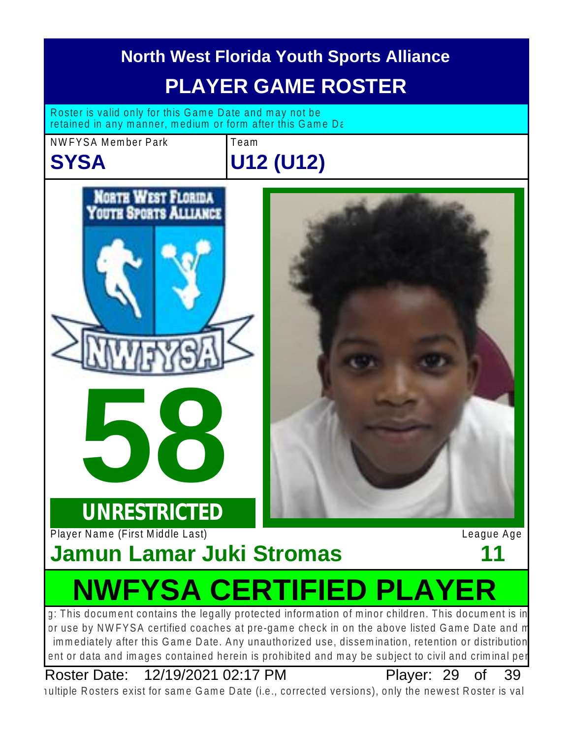# North West Florida Youth Sports Alliance

## PLAYER GAME ROSTER

Roster is valid only for this Game Date and may not be retained in any manner, medium or form after this Game Da

NWFYSA Member Park: **SYSA**

Team: **U12 (U12)**

NORTH WEST FLORIDA YOUTH SPORTS ALLIANCE

NWFYSA

# 58

**UNRESTRICTED**

Player Name (First Middle Last): **Jamun Lamar Juki Stromas**

League Age: **11**

# NWFYSA CERTIFIED PLAYER

g: This document contains the legally protected information of minor children. This document is in or use by NWFYSA certified coaches at pre-game check in on the above listed Game Date and m immediately after this Game Date. Any unauthorized use, dissemination, retention or distribution ent or data and images contained herein is prohibited and may be subject to civil and criminal pe

Roster Date: 12/19/2021 02:17 PM

Player: 29 of 39

ıultiple Rosters exist for same Game Date (i.e., corrected versions), only the newest Roster is val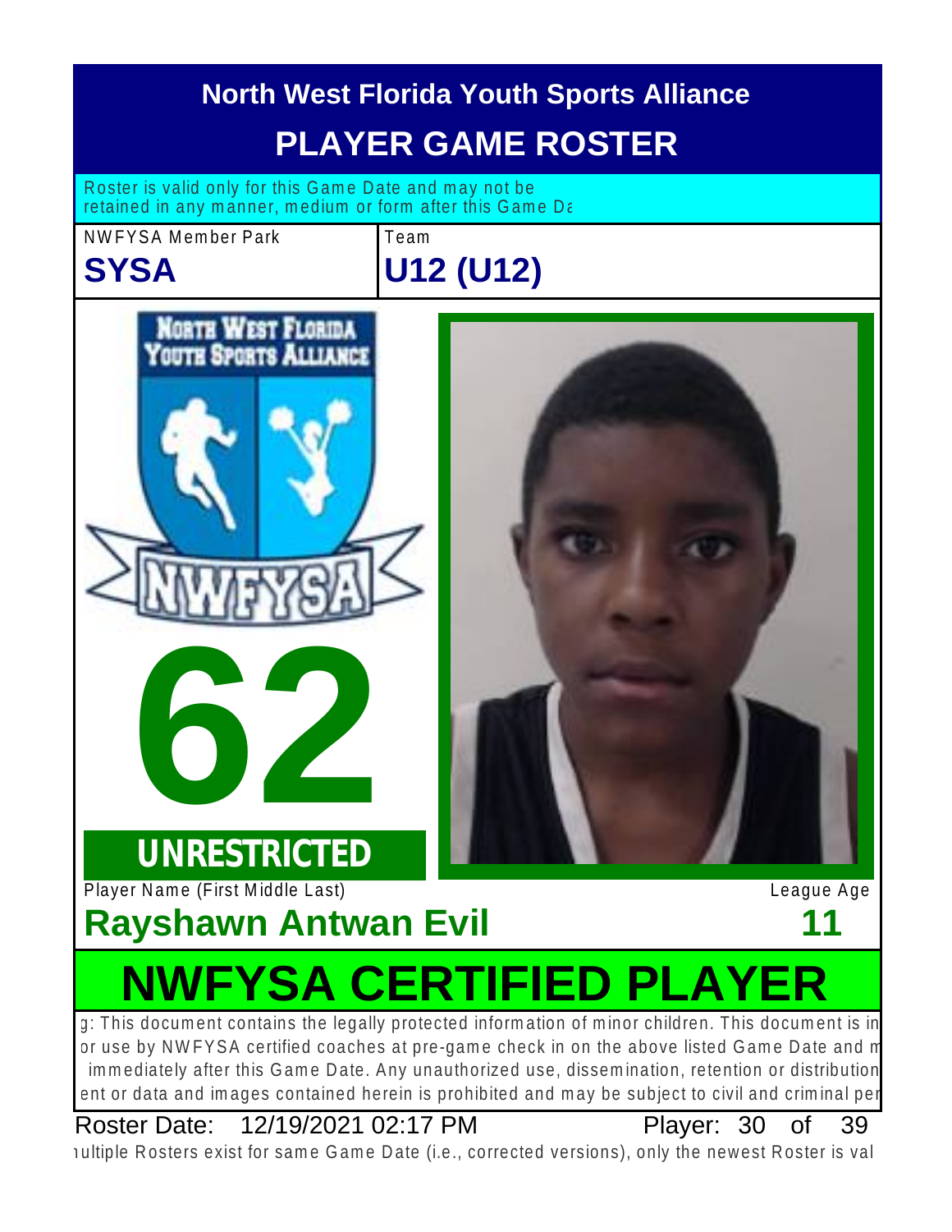# North West Florida Youth Sports Alliance

## PLAYER GAME ROSTER

Roster is valid only for this Game Date and may not be retained in any manner, medium or form after this Game Da

| NWFYSA Member Park | Team |
| --- | --- |
| **SYSA** | **U12 (U12)** |

NORTH WEST FLORIDA YOUTH SPORTS ALLIANCE

NWFYSA

**62**

**UNRESTRICTED**

| Player Name (First Middle Last) | League Age |
| --- | --- |
| **Rayshawn Antwan Evil** | **11** |

# NWFYSA CERTIFIED PLAYER

g: This document contains the legally protected information of minor children. This document is in or use by NWFYSA certified coaches at pre-game check in on the above listed Game Date and m immediately after this Game Date. Any unauthorized use, dissemination, retention or distribution ent or data and images contained herein is prohibited and may be subject to civil and criminal per

Roster Date: 12/19/2021 02:17 PM

ıultiple Rosters exist for same Game Date (i.e., corrected versions), only the newest Roster is val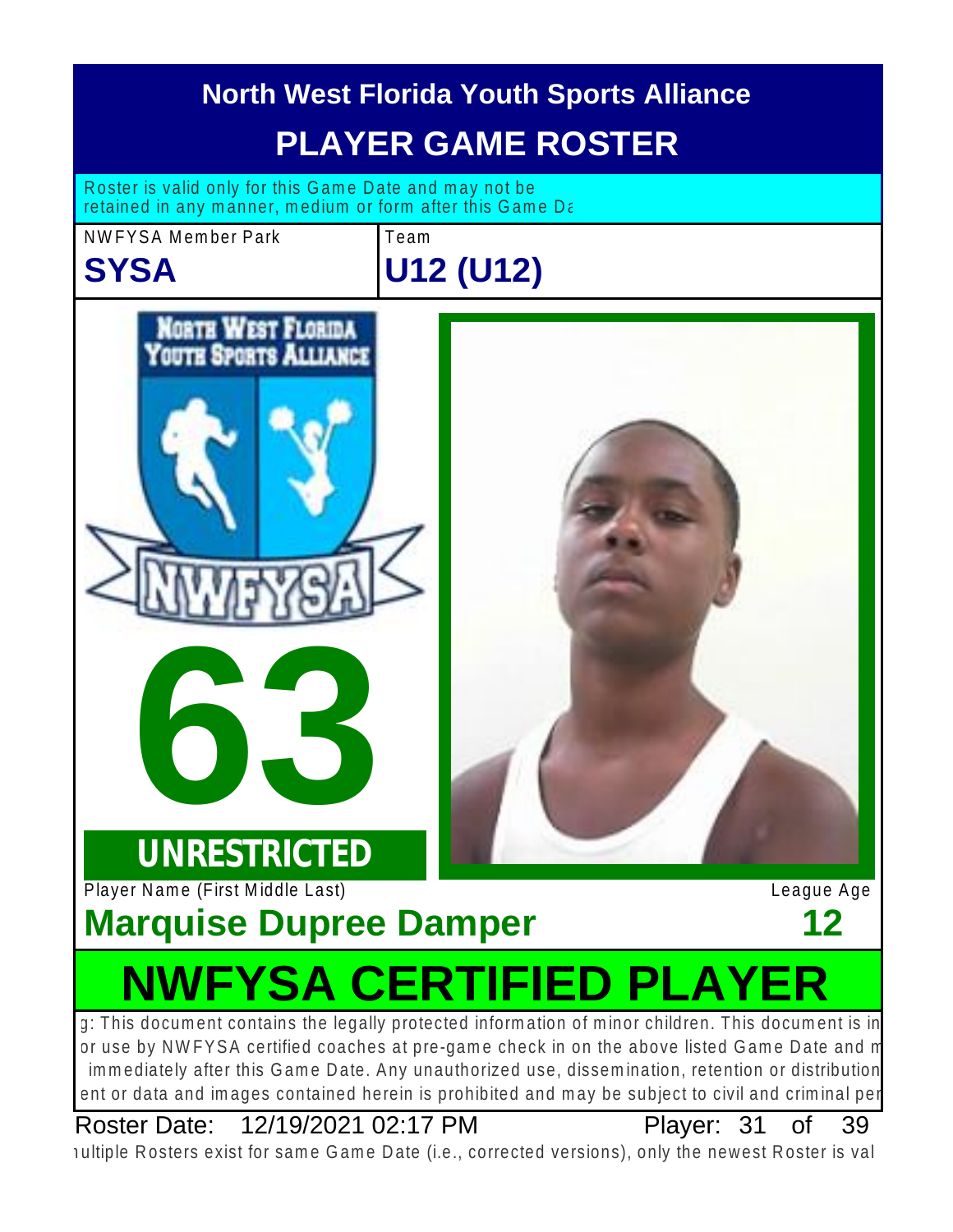# North West Florida Youth Sports Alliance

## PLAYER GAME ROSTER

Roster is valid only for this Game Date and may not be retained in any manner, medium or form after this Game Da

NWFYSA Member Park

**SYSA**

Team

**U12 (U12)**

NORTH WEST FLORIDA YOUTH SPORTS ALLIANCE

NWFYSA

**63**

**UNRESTRICTED**

Player Name (First Middle Last)

**Marquise Dupree Damper**

League Age

**12**

# NWFYSA CERTIFIED PLAYER

g: This document contains the legally protected information of minor children. This document is in or use by NWFYSA certified coaches at pre-game check in on the above listed Game Date and m immediately after this Game Date. Any unauthorized use, dissemination, retention or distribution ent or data and images contained herein is prohibited and may be subject to civil and criminal per

Roster Date: 12/19/2021 02:17 PM

Player: 31 of 39

ıultiple Rosters exist for same Game Date (i.e., corrected versions), only the newest Roster is val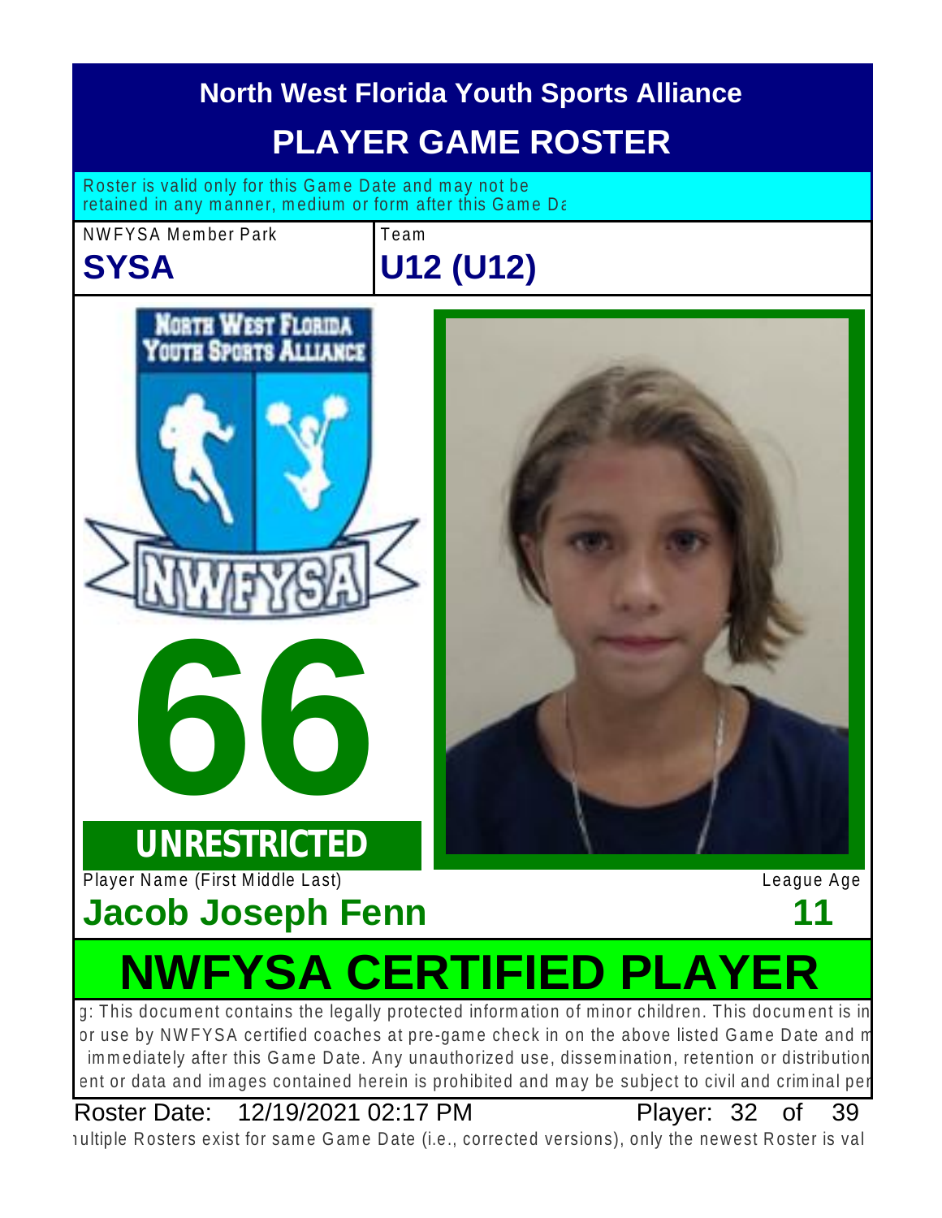# North West Florida Youth Sports Alliance

## PLAYER GAME ROSTER

Roster is valid only for this Game Date and may not be retained in any manner, medium or form after this Game Da

| NWFYSA Member Park | Team |
|---|---|
| **SYSA** | **U12 (U12)** |

**66**

**UNRESTRICTED**

Player Name (First Middle Last)

**Jacob Joseph Fenn**

League Age

**11**

# NWFYSA CERTIFIED PLAYER

g: This document contains the legally protected information of minor children. This document is in or use by NWFYSA certified coaches at pre-game check in on the above listed Game Date and m immediately after this Game Date. Any unauthorized use, dissemination, retention or distribution ent or data and images contained herein is prohibited and may be subject to civil and criminal per

Roster Date: 12/19/2021 02:17 PM Player: 32 of 39

ıultiple Rosters exist for same Game Date (i.e., corrected versions), only the newest Roster is val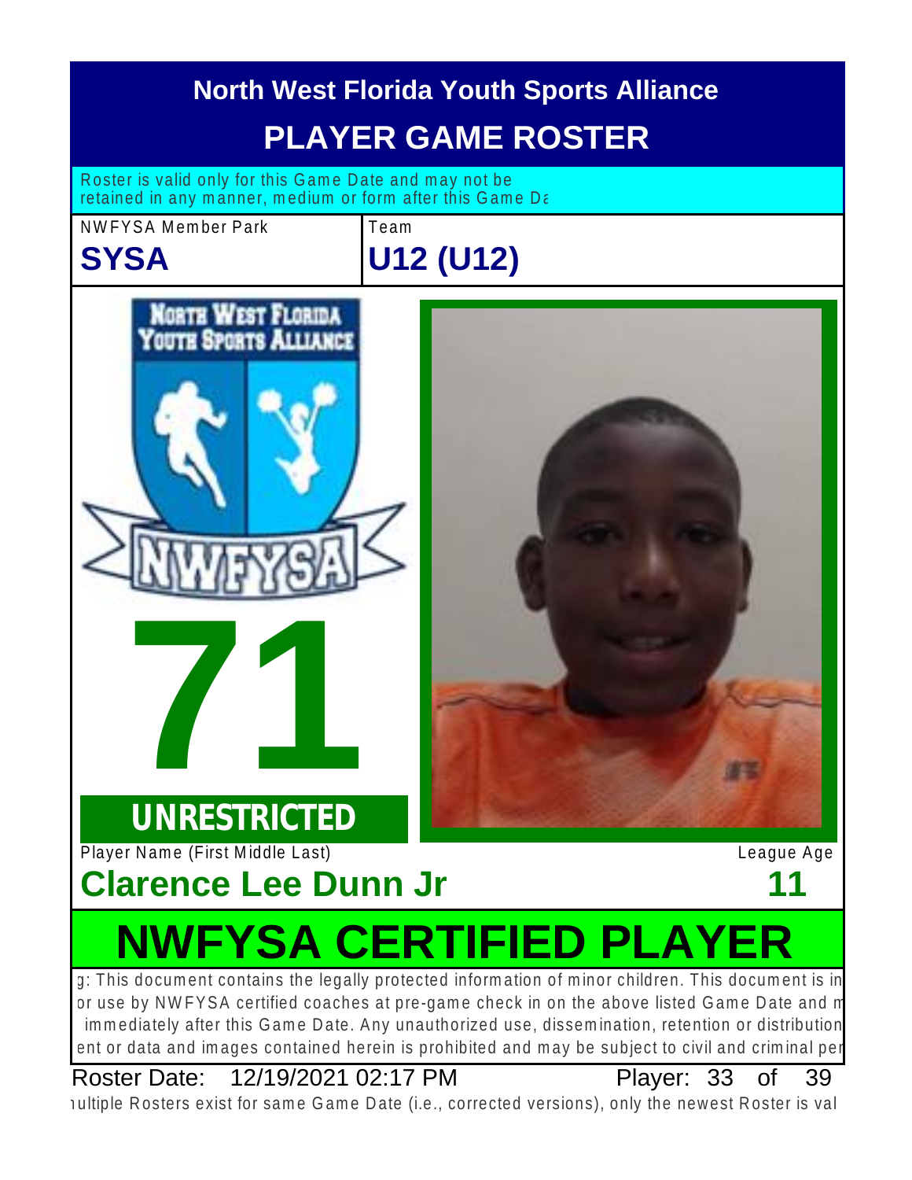# North West Florida Youth Sports Alliance

## PLAYER GAME ROSTER

Roster is valid only for this Game Date and may not be retained in any manner, medium or form after this Game Da

| NWFYSA Member Park | Team |
|---|---|
| **SYSA** | **U12 (U12)** |

**71**

**UNRESTRICTED**

Player Name (First Middle Last) — League Age

**Clarence Lee Dunn Jr** — **11**

# NWFYSA CERTIFIED PLAYER

g: This document contains the legally protected information of minor children. This document is in or use by NWFYSA certified coaches at pre-game check in on the above listed Game Date and m immediately after this Game Date. Any unauthorized use, dissemination, retention or distribution ent or data and images contained herein is prohibited and may be subject to civil and criminal per

Roster Date: 12/19/2021 02:17 PM

ıultiple Rosters exist for same Game Date (i.e., corrected versions), only the newest Roster is val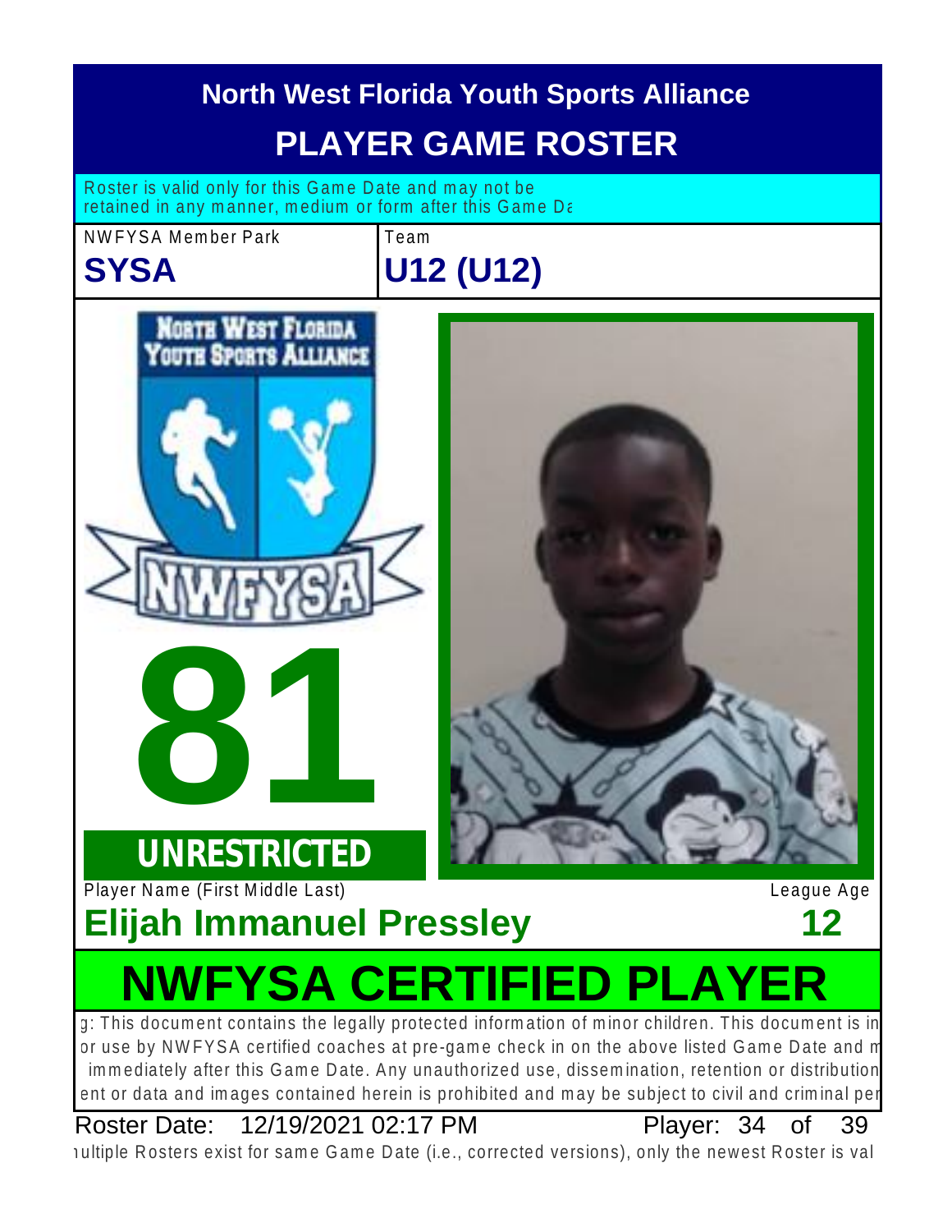# North West Florida Youth Sports Alliance

## PLAYER GAME ROSTER

Roster is valid only for this Game Date and may not be retained in any manner, medium or form after this Game Da

NWFYSA Member Park

**SYSA**

Team

**U12 (U12)**

**81**

**UNRESTRICTED**

Player Name (First Middle Last)

**Elijah Immanuel Pressley**

League Age

**12**

# NWFYSA CERTIFIED PLAYER

g: This document contains the legally protected information of minor children. This document is in or use by NWFYSA certified coaches at pre-game check in on the above listed Game Date and m immediately after this Game Date. Any unauthorized use, dissemination, retention or distribution ent or data and images contained herein is prohibited and may be subject to civil and criminal pe

Roster Date: 12/19/2021 02:17 PM

Player: 34 of 39

ıultiple Rosters exist for same Game Date (i.e., corrected versions), only the newest Roster is val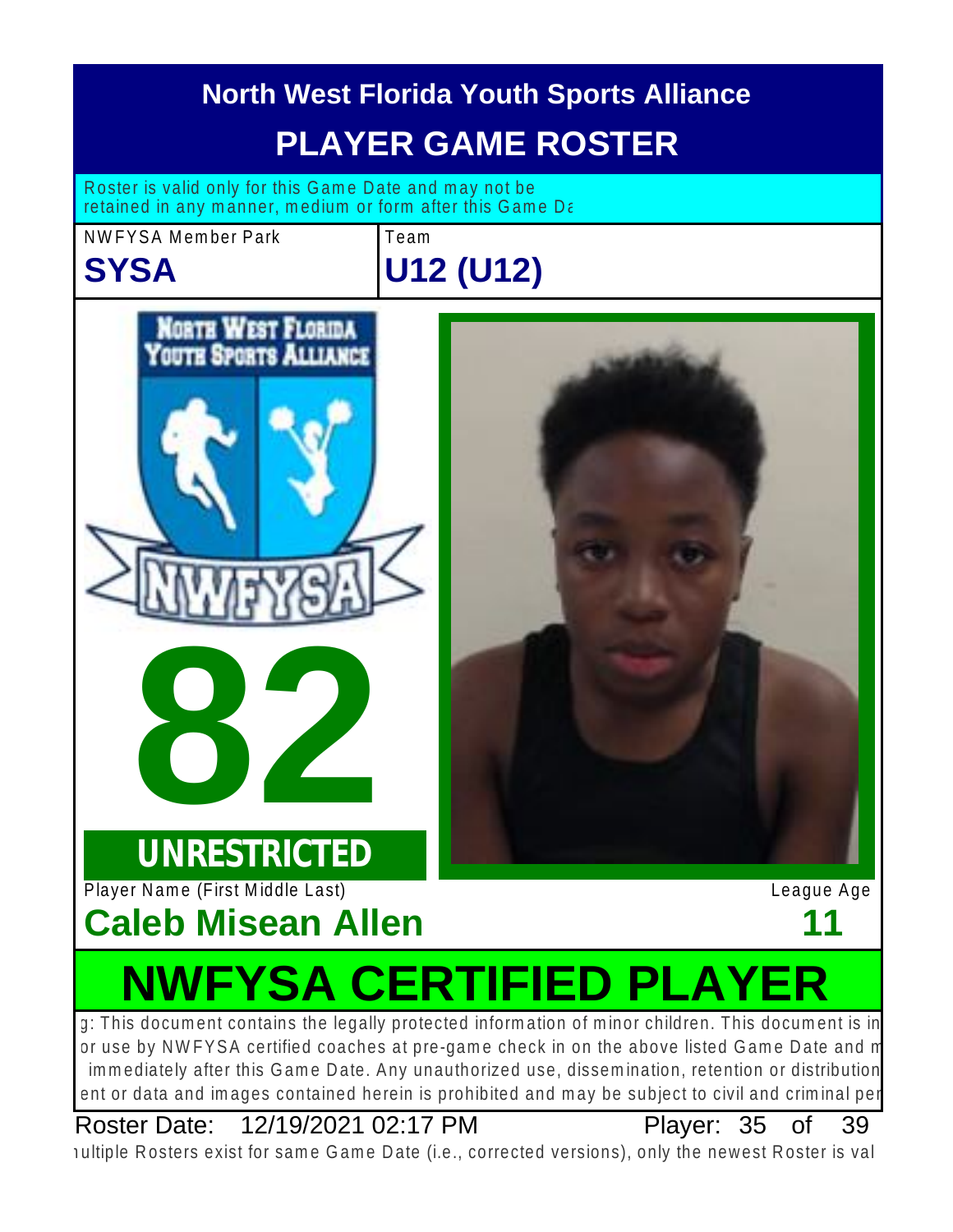# North West Florida Youth Sports Alliance

## PLAYER GAME ROSTER

Roster is valid only for this Game Date and may not be retained in any manner, medium or form after this Game Da

| NWFYSA Member Park | Team |
|---|---|
| **SYSA** | **U12 (U12)** |

# 82

**UNRESTRICTED**

Player Name (First Middle Last)

**Caleb Misean Allen**

League Age

**11**

# NWFYSA CERTIFIED PLAYER

g: This document contains the legally protected information of minor children. This document is in or use by NWFYSA certified coaches at pre-game check in on the above listed Game Date and m immediately after this Game Date. Any unauthorized use, dissemination, retention or distribution ent or data and images contained herein is prohibited and may be subject to civil and criminal per

Roster Date: 12/19/2021 02:17 PM Player: 35 of 39

ıultiple Rosters exist for same Game Date (i.e., corrected versions), only the newest Roster is val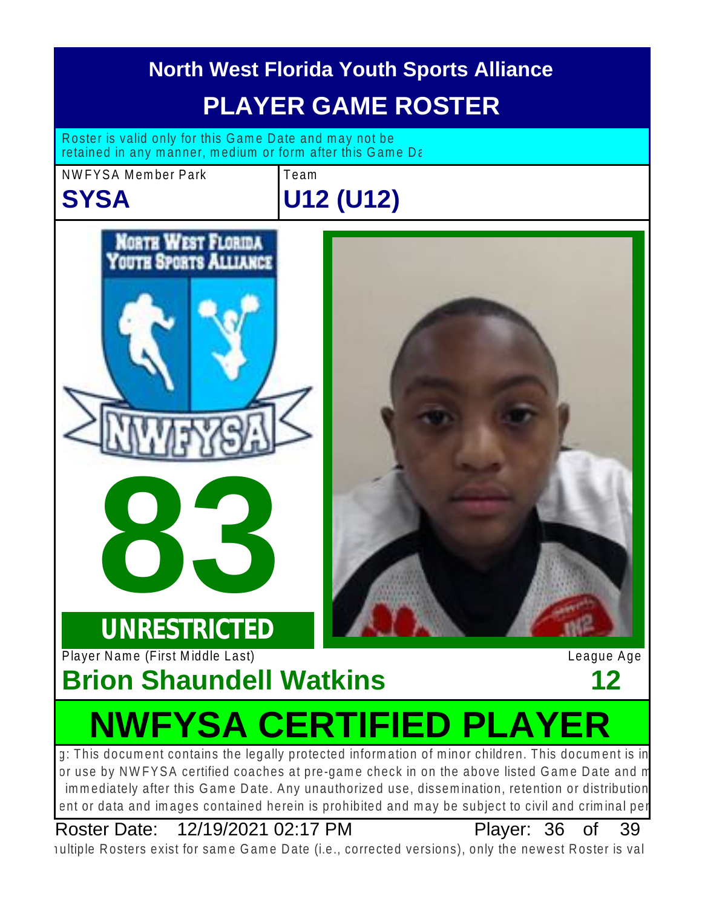# North West Florida Youth Sports Alliance

## PLAYER GAME ROSTER

Roster is valid only for this Game Date and may not be retained in any manner, medium or form after this Game Da

| NWFYSA Member Park | Team |
| --- | --- |
| **SYSA** | **U12 (U12)** |

NORTH WEST FLORIDA YOUTH SPORTS ALLIANCE

NWFYSA

**83**

**UNRESTRICTED**

| Player Name (First Middle Last) | League Age |
| --- | --- |
| **Brion Shaundell Watkins** | **12** |

# NWFYSA CERTIFIED PLAYER

g: This document contains the legally protected information of minor children. This document is in or use by NWFYSA certified coaches at pre-game check in on the above listed Game Date and m immediately after this Game Date. Any unauthorized use, dissemination, retention or distribution ent or data and images contained herein is prohibited and may be subject to civil and criminal per

Roster Date: 12/19/2021 02:17 PM    Player: 36 of 39

ıultiple Rosters exist for same Game Date (i.e., corrected versions), only the newest Roster is val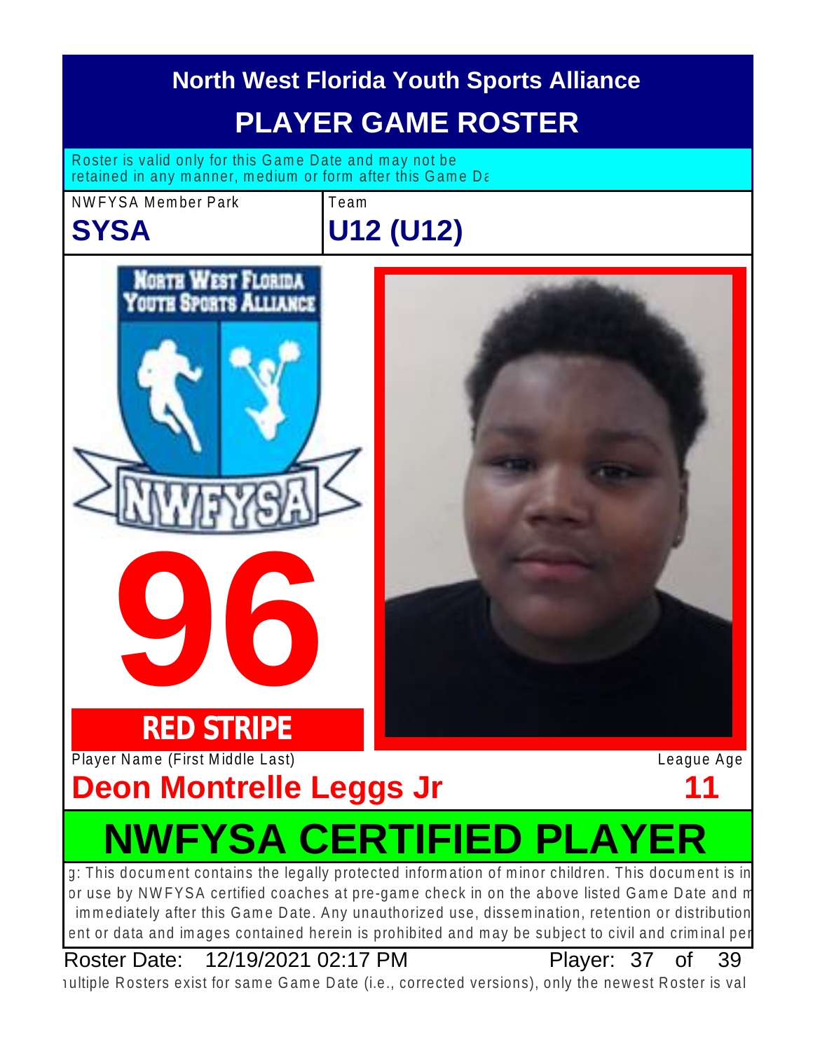# North West Florida Youth Sports Alliance

## PLAYER GAME ROSTER

Roster is valid only for this Game Date and may not be retained in any manner, medium or form after this Game Da

| NWFYSA Member Park | Team |
|---|---|
| **SYSA** | **U12 (U12)** |

# 96

**RED STRIPE**

| Player Name (First Middle Last) | League Age |
|---|---|
| **Deon Montrelle Leggs Jr** | **11** |

# NWFYSA CERTIFIED PLAYER

g: This document contains the legally protected information of minor children. This document is in or use by NWFYSA certified coaches at pre-game check in on the above listed Game Date and m immediately after this Game Date. Any unauthorized use, dissemination, retention or distribution ent or data and images contained herein is prohibited and may be subject to civil and criminal per

Roster Date: 12/19/2021 02:17 PM Player: 37 of 39

ıultiple Rosters exist for same Game Date (i.e., corrected versions), only the newest Roster is val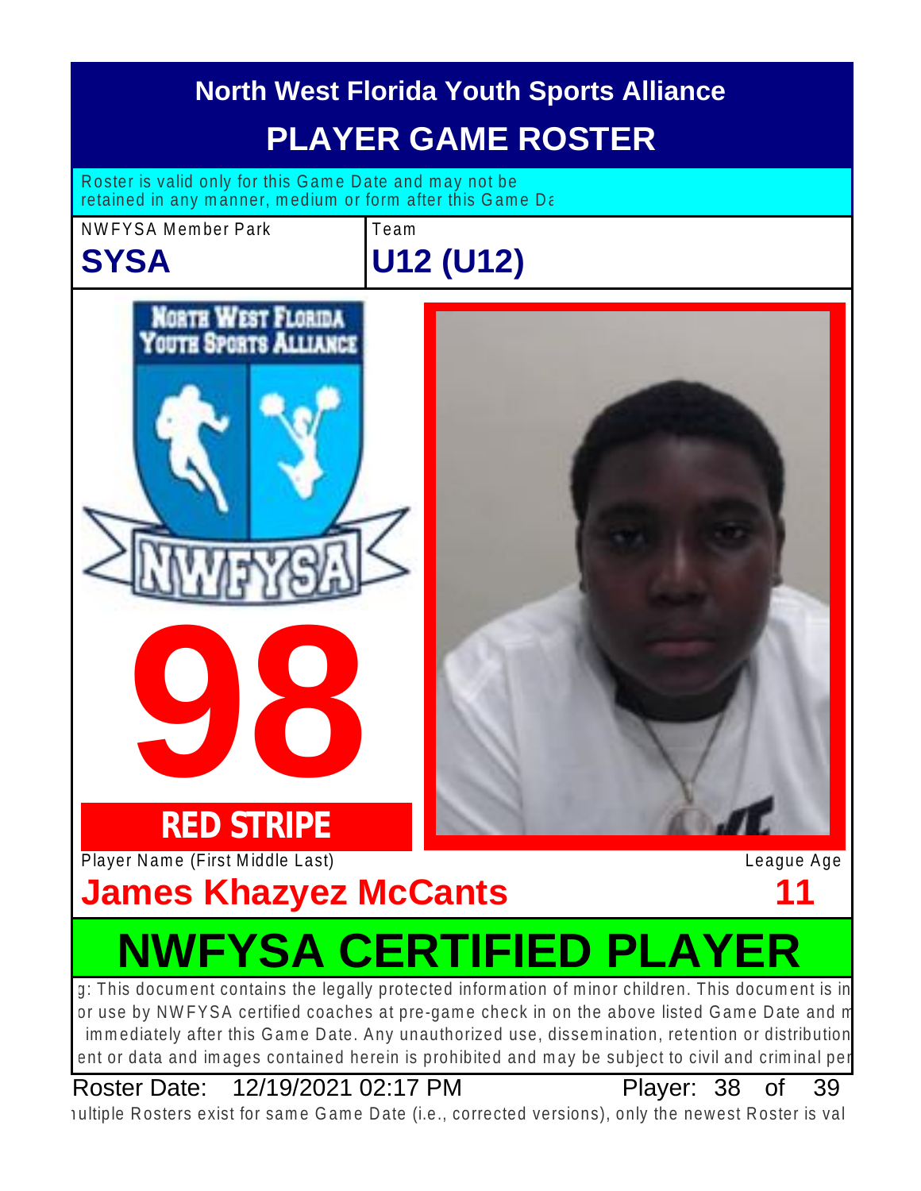# North West Florida Youth Sports Alliance

## PLAYER GAME ROSTER

Roster is valid only for this Game Date and may not be retained in any manner, medium or form after this Game Da

| NWFYSA Member Park | Team |
|---|---|
| **SYSA** | **U12 (U12)** |

NORTH WEST FLORIDA YOUTH SPORTS ALLIANCE

NWFYSA

**98**

**RED STRIPE**

Player Name (First Middle Last) — League Age

**James Khazyez McCants** — **11**

# NWFYSA CERTIFIED PLAYER

g: This document contains the legally protected information of minor children. This document is in or use by NWFYSA certified coaches at pre-game check in on the above listed Game Date and m immediately after this Game Date. Any unauthorized use, dissemination, retention or distribution ent or data and images contained herein is prohibited and may be subject to civil and criminal per

Roster Date: 12/19/2021 02:17 PM    Player: 38 of 39

ıultiple Rosters exist for same Game Date (i.e., corrected versions), only the newest Roster is val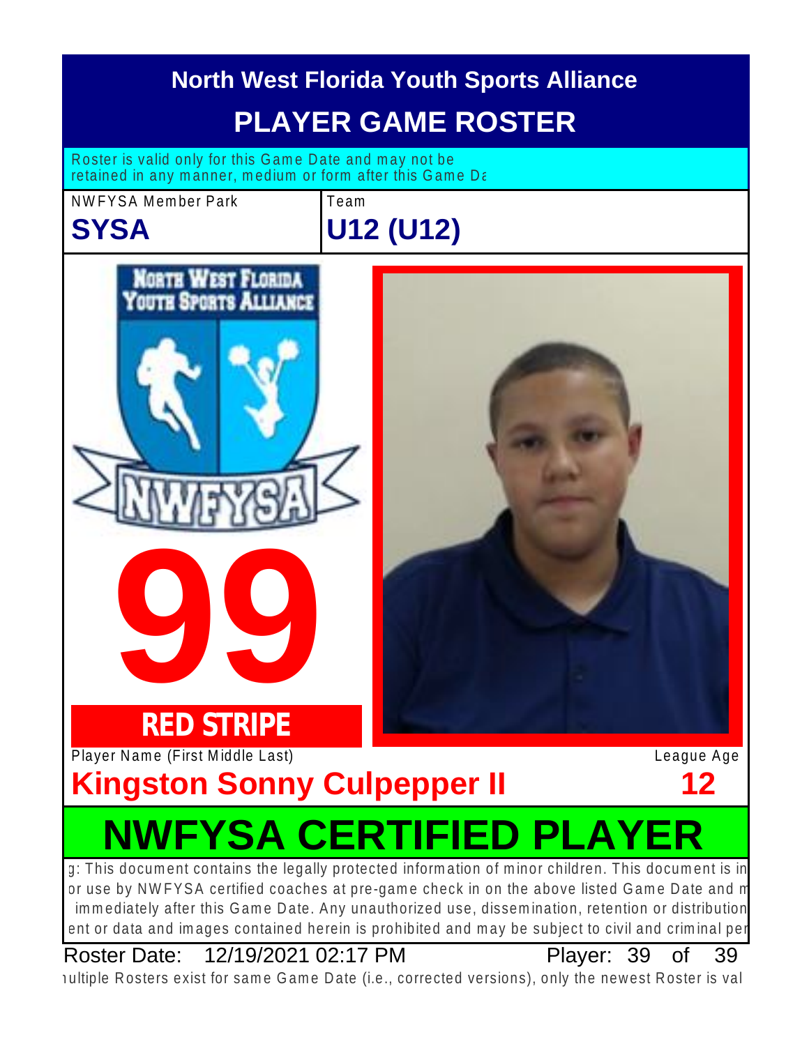# North West Florida Youth Sports Alliance

## PLAYER GAME ROSTER

Roster is valid only for this Game Date and may not be retained in any manner, medium or form after this Game Da

| NWFYSA Member Park | Team |
| --- | --- |
| **SYSA** | **U12 (U12)** |

NORTH WEST FLORIDA YOUTH SPORTS ALLIANCE

NWFYSA

**99**

**RED STRIPE**

| Player Name (First Middle Last) | League Age |
| --- | --- |
| **Kingston Sonny Culpepper II** | **12** |

## NWFYSA CERTIFIED PLAYER

g: This document contains the legally protected information of minor children. This document is in or use by NWFYSA certified coaches at pre-game check in on the above listed Game Date and m immediately after this Game Date. Any unauthorized use, dissemination, retention or distribution ent or data and images contained herein is prohibited and may be subject to civil and criminal per

Roster Date: 12/19/2021 02:17 PM Player: 39 of 39

ıultiple Rosters exist for same Game Date (i.e., corrected versions), only the newest Roster is val